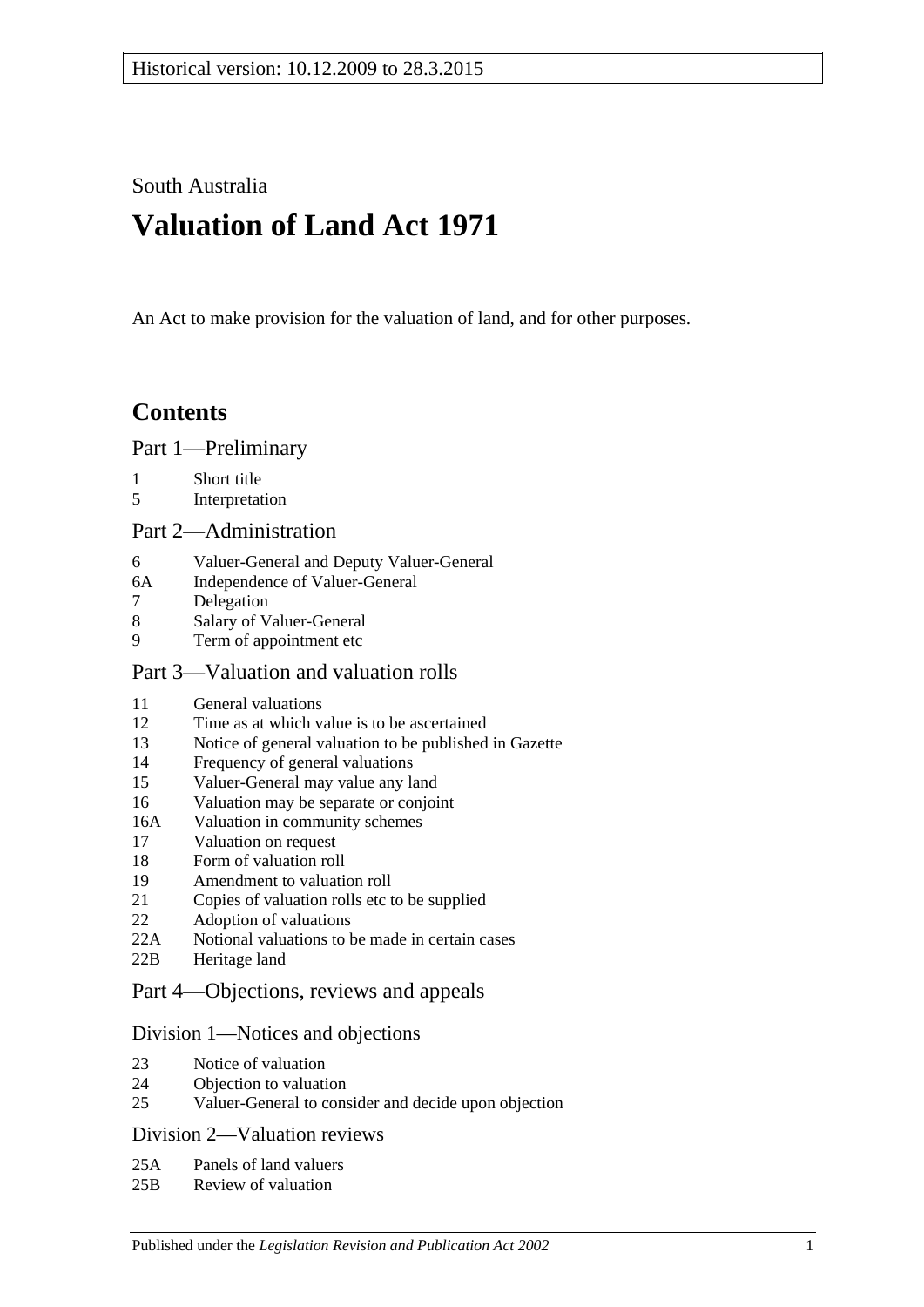Historical version: 10.12.2009 to 28.3.2015

South Australia

# Valuation of Land Act 1971

An Act to make provision for the valuation of land, and for other purposes.

## Contents

### Part 1—Preliminary

1 Short title
5 Interpretation

### Part 2—Administration

6 Valuer-General and Deputy Valuer-General
6A Independence of Valuer-General
7 Delegation
8 Salary of Valuer-General
9 Term of appointment etc

### Part 3—Valuation and valuation rolls

11 General valuations
12 Time as at which value is to be ascertained
13 Notice of general valuation to be published in Gazette
14 Frequency of general valuations
15 Valuer-General may value any land
16 Valuation may be separate or conjoint
16A Valuation in community schemes
17 Valuation on request
18 Form of valuation roll
19 Amendment to valuation roll
21 Copies of valuation rolls etc to be supplied
22 Adoption of valuations
22A Notional valuations to be made in certain cases
22B Heritage land

### Part 4—Objections, reviews and appeals

#### Division 1—Notices and objections

23 Notice of valuation
24 Objection to valuation
25 Valuer-General to consider and decide upon objection

#### Division 2—Valuation reviews

25A Panels of land valuers
25B Review of valuation

Published under the *Legislation Revision and Publication Act 2002*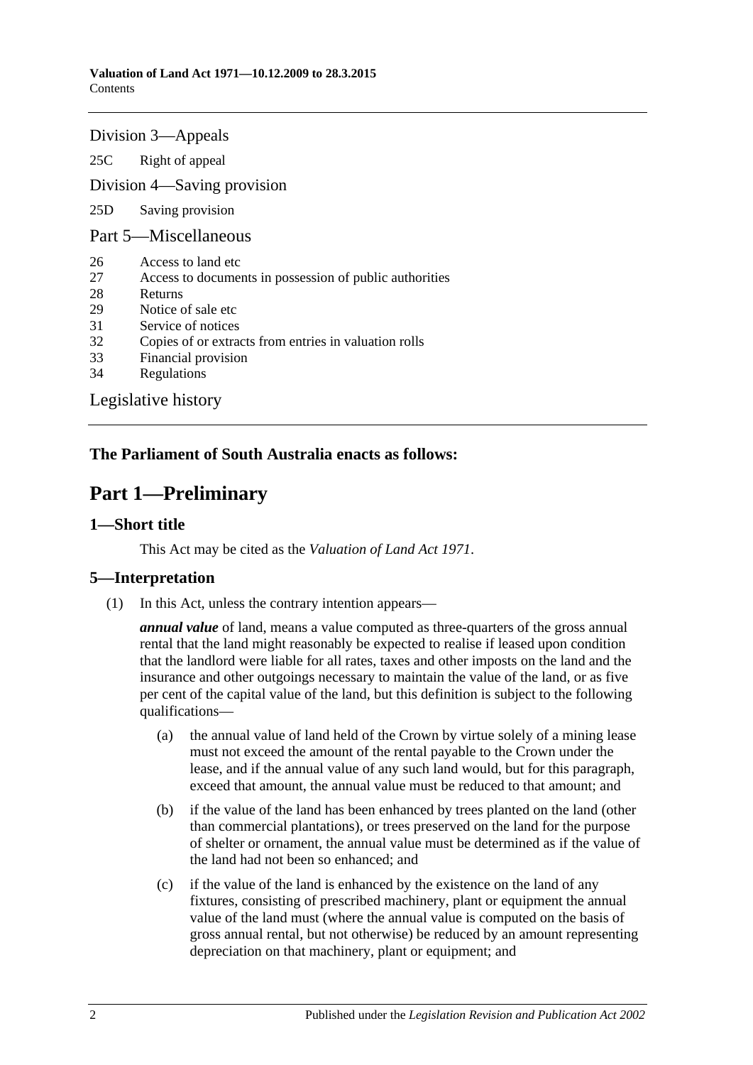Division 3—Appeals

25C Right of appeal

Division 4—Saving provision

25D Saving provision

Part 5—Miscellaneous

26 Access to land etc
27 Access to documents in possession of public authorities
28 Returns
29 Notice of sale etc
31 Service of notices
32 Copies of or extracts from entries in valuation rolls
33 Financial provision
34 Regulations

Legislative history

**The Parliament of South Australia enacts as follows:**

# Part 1—Preliminary

## 1—Short title

This Act may be cited as the *Valuation of Land Act 1971*.

## 5—Interpretation

(1) In this Act, unless the contrary intention appears—

***annual value*** of land, means a value computed as three-quarters of the gross annual rental that the land might reasonably be expected to realise if leased upon condition that the landlord were liable for all rates, taxes and other imposts on the land and the insurance and other outgoings necessary to maintain the value of the land, or as five per cent of the capital value of the land, but this definition is subject to the following qualifications—

(a) the annual value of land held of the Crown by virtue solely of a mining lease must not exceed the amount of the rental payable to the Crown under the lease, and if the annual value of any such land would, but for this paragraph, exceed that amount, the annual value must be reduced to that amount; and

(b) if the value of the land has been enhanced by trees planted on the land (other than commercial plantations), or trees preserved on the land for the purpose of shelter or ornament, the annual value must be determined as if the value of the land had not been so enhanced; and

(c) if the value of the land is enhanced by the existence on the land of any fixtures, consisting of prescribed machinery, plant or equipment the annual value of the land must (where the annual value is computed on the basis of gross annual rental, but not otherwise) be reduced by an amount representing depreciation on that machinery, plant or equipment; and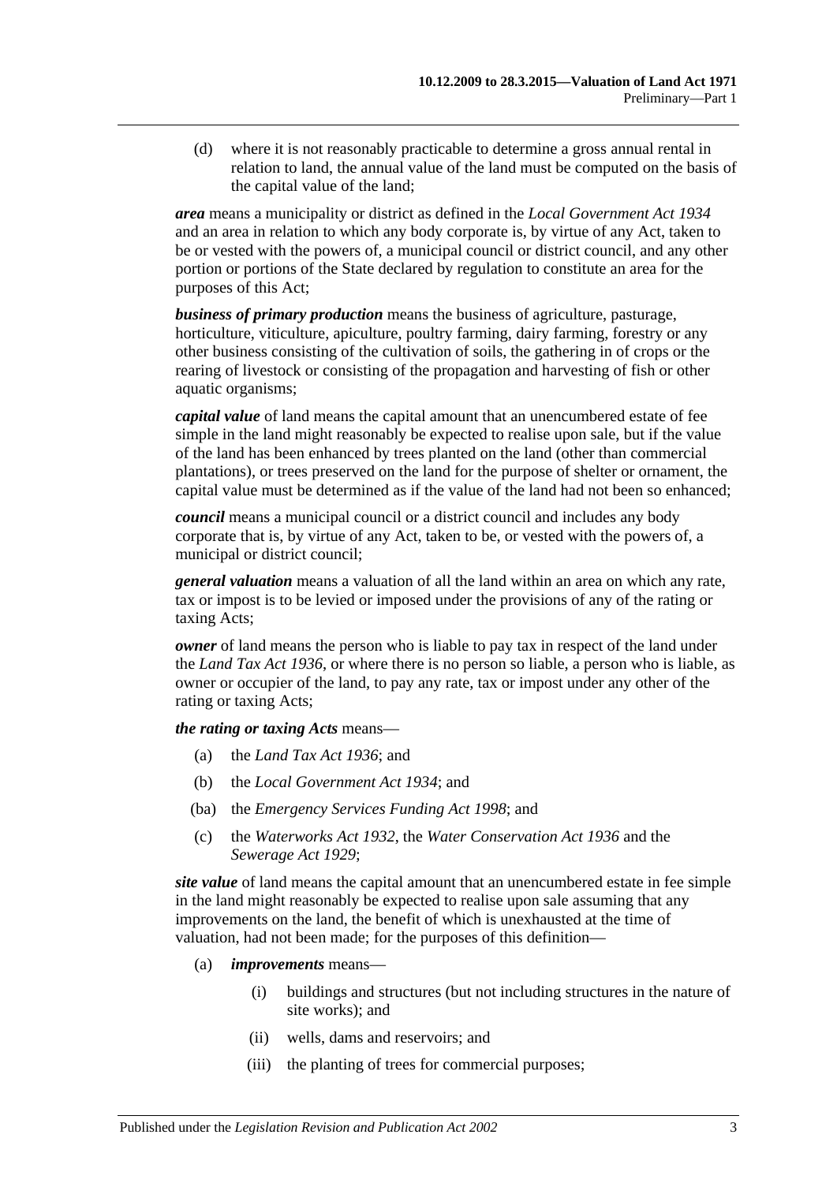(d) where it is not reasonably practicable to determine a gross annual rental in relation to land, the annual value of the land must be computed on the basis of the capital value of the land;

***area*** means a municipality or district as defined in the *Local Government Act 1934* and an area in relation to which any body corporate is, by virtue of any Act, taken to be or vested with the powers of, a municipal council or district council, and any other portion or portions of the State declared by regulation to constitute an area for the purposes of this Act;

***business of primary production*** means the business of agriculture, pasturage, horticulture, viticulture, apiculture, poultry farming, dairy farming, forestry or any other business consisting of the cultivation of soils, the gathering in of crops or the rearing of livestock or consisting of the propagation and harvesting of fish or other aquatic organisms;

***capital value*** of land means the capital amount that an unencumbered estate of fee simple in the land might reasonably be expected to realise upon sale, but if the value of the land has been enhanced by trees planted on the land (other than commercial plantations), or trees preserved on the land for the purpose of shelter or ornament, the capital value must be determined as if the value of the land had not been so enhanced;

***council*** means a municipal council or a district council and includes any body corporate that is, by virtue of any Act, taken to be, or vested with the powers of, a municipal or district council;

***general valuation*** means a valuation of all the land within an area on which any rate, tax or impost is to be levied or imposed under the provisions of any of the rating or taxing Acts;

***owner*** of land means the person who is liable to pay tax in respect of the land under the *Land Tax Act 1936*, or where there is no person so liable, a person who is liable, as owner or occupier of the land, to pay any rate, tax or impost under any other of the rating or taxing Acts;

***the rating or taxing Acts*** means—

(a) the *Land Tax Act 1936*; and

(b) the *Local Government Act 1934*; and

(ba) the *Emergency Services Funding Act 1998*; and

(c) the *Waterworks Act 1932*, the *Water Conservation Act 1936* and the *Sewerage Act 1929*;

***site value*** of land means the capital amount that an unencumbered estate in fee simple in the land might reasonably be expected to realise upon sale assuming that any improvements on the land, the benefit of which is unexhausted at the time of valuation, had not been made; for the purposes of this definition—

(a) ***improvements*** means—

(i) buildings and structures (but not including structures in the nature of site works); and

(ii) wells, dams and reservoirs; and

(iii) the planting of trees for commercial purposes;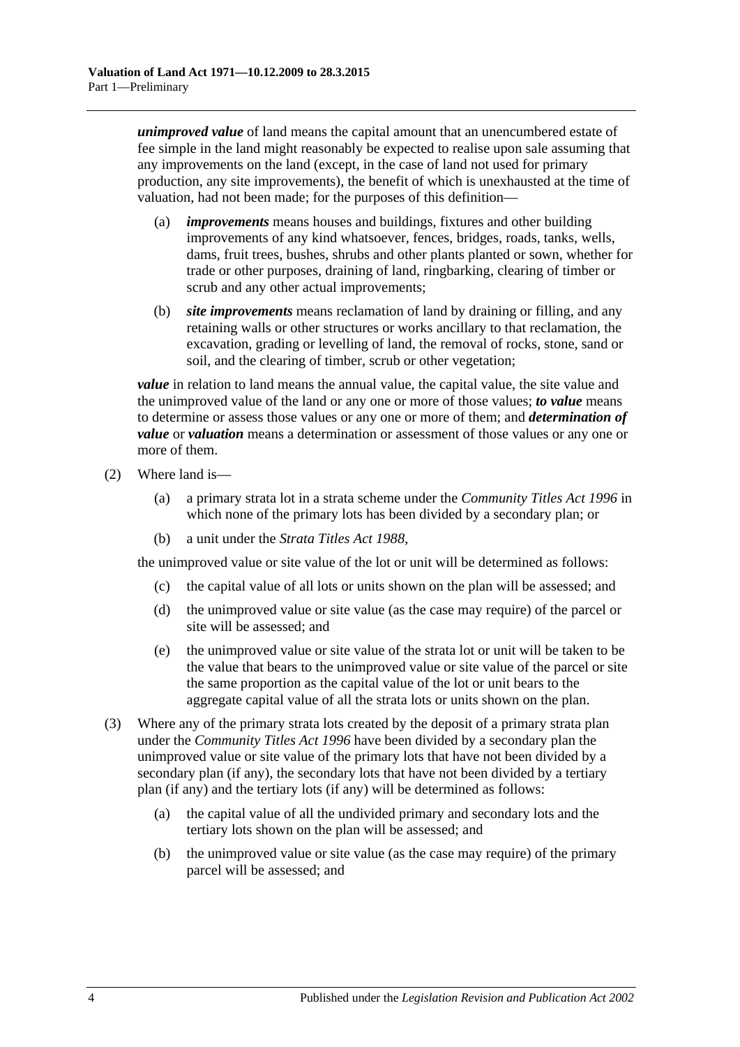***unimproved value*** of land means the capital amount that an unencumbered estate of fee simple in the land might reasonably be expected to realise upon sale assuming that any improvements on the land (except, in the case of land not used for primary production, any site improvements), the benefit of which is unexhausted at the time of valuation, had not been made; for the purposes of this definition—

- (a) ***improvements*** means houses and buildings, fixtures and other building improvements of any kind whatsoever, fences, bridges, roads, tanks, wells, dams, fruit trees, bushes, shrubs and other plants planted or sown, whether for trade or other purposes, draining of land, ringbarking, clearing of timber or scrub and any other actual improvements;
- (b) ***site improvements*** means reclamation of land by draining or filling, and any retaining walls or other structures or works ancillary to that reclamation, the excavation, grading or levelling of land, the removal of rocks, stone, sand or soil, and the clearing of timber, scrub or other vegetation;

***value*** in relation to land means the annual value, the capital value, the site value and the unimproved value of the land or any one or more of those values; ***to value*** means to determine or assess those values or any one or more of them; and ***determination of value*** or ***valuation*** means a determination or assessment of those values or any one or more of them.

(2) Where land is—

- (a) a primary strata lot in a strata scheme under the *Community Titles Act 1996* in which none of the primary lots has been divided by a secondary plan; or
- (b) a unit under the *Strata Titles Act 1988*,

the unimproved value or site value of the lot or unit will be determined as follows:

- (c) the capital value of all lots or units shown on the plan will be assessed; and
- (d) the unimproved value or site value (as the case may require) of the parcel or site will be assessed; and
- (e) the unimproved value or site value of the strata lot or unit will be taken to be the value that bears to the unimproved value or site value of the parcel or site the same proportion as the capital value of the lot or unit bears to the aggregate capital value of all the strata lots or units shown on the plan.

(3) Where any of the primary strata lots created by the deposit of a primary strata plan under the *Community Titles Act 1996* have been divided by a secondary plan the unimproved value or site value of the primary lots that have not been divided by a secondary plan (if any), the secondary lots that have not been divided by a tertiary plan (if any) and the tertiary lots (if any) will be determined as follows:

- (a) the capital value of all the undivided primary and secondary lots and the tertiary lots shown on the plan will be assessed; and
- (b) the unimproved value or site value (as the case may require) of the primary parcel will be assessed; and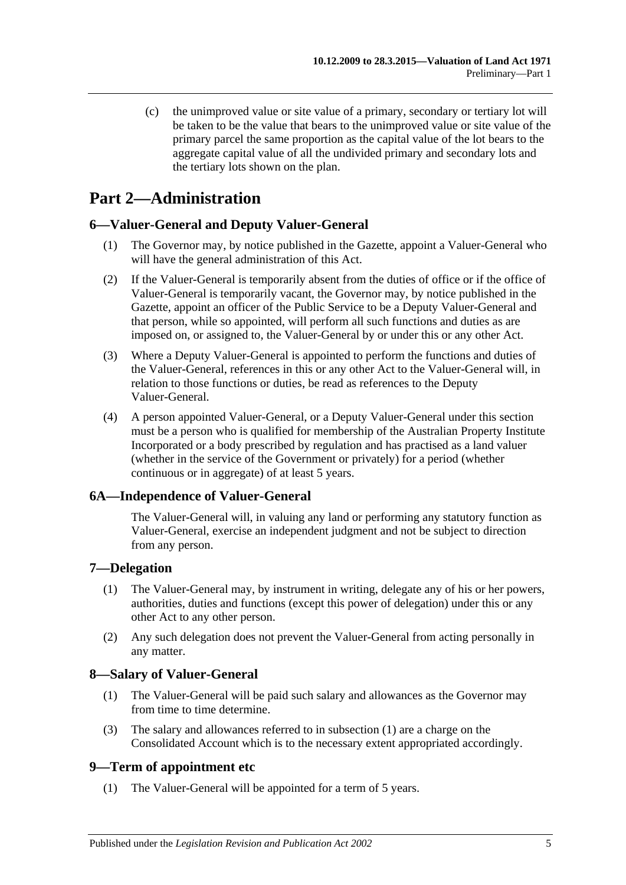(c) the unimproved value or site value of a primary, secondary or tertiary lot will be taken to be the value that bears to the unimproved value or site value of the primary parcel the same proportion as the capital value of the lot bears to the aggregate capital value of all the undivided primary and secondary lots and the tertiary lots shown on the plan.

# Part 2—Administration

## 6—Valuer-General and Deputy Valuer-General

(1) The Governor may, by notice published in the Gazette, appoint a Valuer-General who will have the general administration of this Act.

(2) If the Valuer-General is temporarily absent from the duties of office or if the office of Valuer-General is temporarily vacant, the Governor may, by notice published in the Gazette, appoint an officer of the Public Service to be a Deputy Valuer-General and that person, while so appointed, will perform all such functions and duties as are imposed on, or assigned to, the Valuer-General by or under this or any other Act.

(3) Where a Deputy Valuer-General is appointed to perform the functions and duties of the Valuer-General, references in this or any other Act to the Valuer-General will, in relation to those functions or duties, be read as references to the Deputy Valuer-General.

(4) A person appointed Valuer-General, or a Deputy Valuer-General under this section must be a person who is qualified for membership of the Australian Property Institute Incorporated or a body prescribed by regulation and has practised as a land valuer (whether in the service of the Government or privately) for a period (whether continuous or in aggregate) of at least 5 years.

## 6A—Independence of Valuer-General

The Valuer-General will, in valuing any land or performing any statutory function as Valuer-General, exercise an independent judgment and not be subject to direction from any person.

## 7—Delegation

(1) The Valuer-General may, by instrument in writing, delegate any of his or her powers, authorities, duties and functions (except this power of delegation) under this or any other Act to any other person.

(2) Any such delegation does not prevent the Valuer-General from acting personally in any matter.

## 8—Salary of Valuer-General

(1) The Valuer-General will be paid such salary and allowances as the Governor may from time to time determine.

(3) The salary and allowances referred to in subsection (1) are a charge on the Consolidated Account which is to the necessary extent appropriated accordingly.

## 9—Term of appointment etc

(1) The Valuer-General will be appointed for a term of 5 years.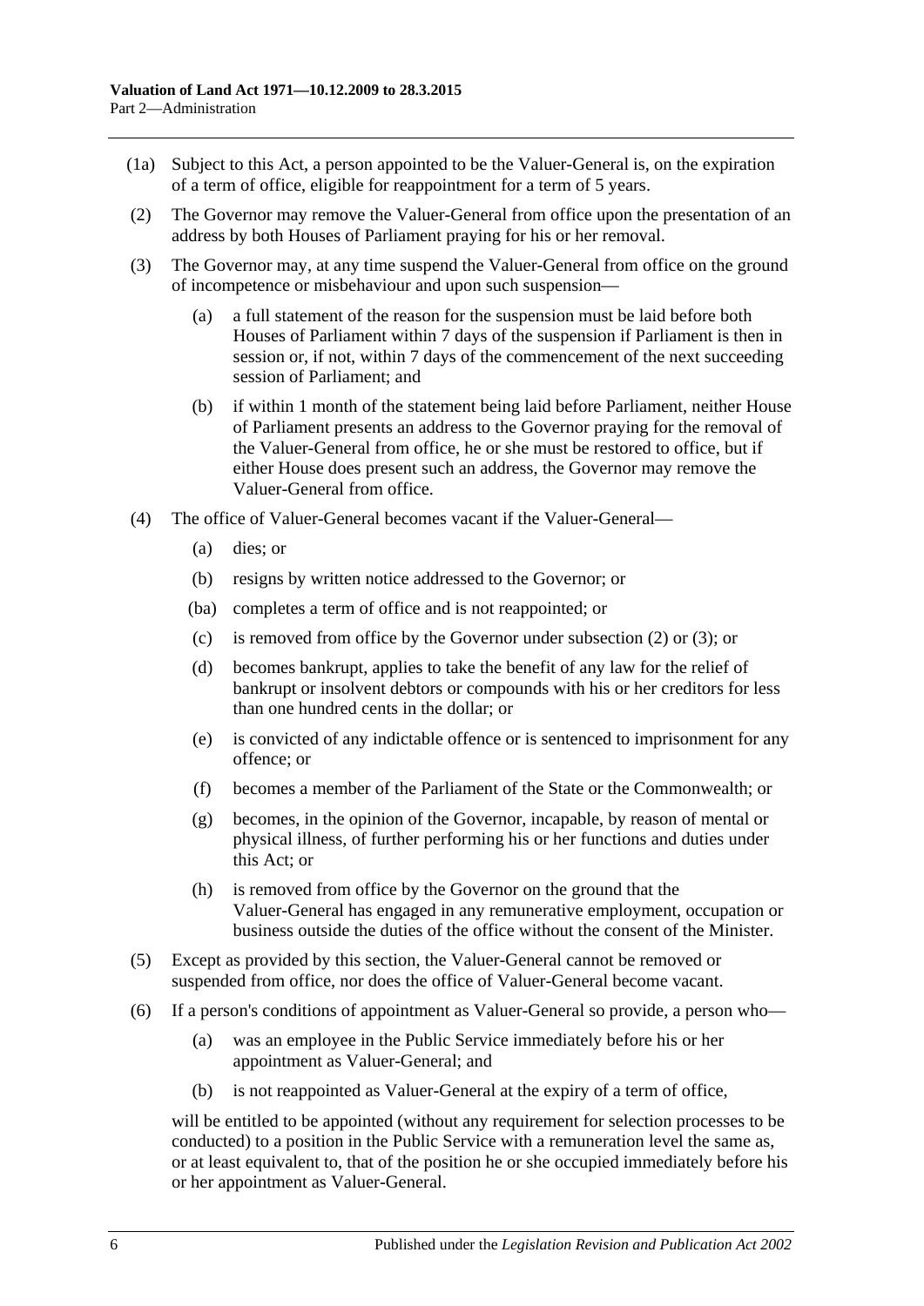(1a) Subject to this Act, a person appointed to be the Valuer-General is, on the expiration of a term of office, eligible for reappointment for a term of 5 years.

(2) The Governor may remove the Valuer-General from office upon the presentation of an address by both Houses of Parliament praying for his or her removal.

(3) The Governor may, at any time suspend the Valuer-General from office on the ground of incompetence or misbehaviour and upon such suspension—

- (a) a full statement of the reason for the suspension must be laid before both Houses of Parliament within 7 days of the suspension if Parliament is then in session or, if not, within 7 days of the commencement of the next succeeding session of Parliament; and
- (b) if within 1 month of the statement being laid before Parliament, neither House of Parliament presents an address to the Governor praying for the removal of the Valuer-General from office, he or she must be restored to office, but if either House does present such an address, the Governor may remove the Valuer-General from office.

(4) The office of Valuer-General becomes vacant if the Valuer-General—

- (a) dies; or
- (b) resigns by written notice addressed to the Governor; or
- (ba) completes a term of office and is not reappointed; or
- (c) is removed from office by the Governor under subsection (2) or (3); or
- (d) becomes bankrupt, applies to take the benefit of any law for the relief of bankrupt or insolvent debtors or compounds with his or her creditors for less than one hundred cents in the dollar; or
- (e) is convicted of any indictable offence or is sentenced to imprisonment for any offence; or
- (f) becomes a member of the Parliament of the State or the Commonwealth; or
- (g) becomes, in the opinion of the Governor, incapable, by reason of mental or physical illness, of further performing his or her functions and duties under this Act; or
- (h) is removed from office by the Governor on the ground that the Valuer-General has engaged in any remunerative employment, occupation or business outside the duties of the office without the consent of the Minister.

(5) Except as provided by this section, the Valuer-General cannot be removed or suspended from office, nor does the office of Valuer-General become vacant.

(6) If a person's conditions of appointment as Valuer-General so provide, a person who—

- (a) was an employee in the Public Service immediately before his or her appointment as Valuer-General; and
- (b) is not reappointed as Valuer-General at the expiry of a term of office,

will be entitled to be appointed (without any requirement for selection processes to be conducted) to a position in the Public Service with a remuneration level the same as, or at least equivalent to, that of the position he or she occupied immediately before his or her appointment as Valuer-General.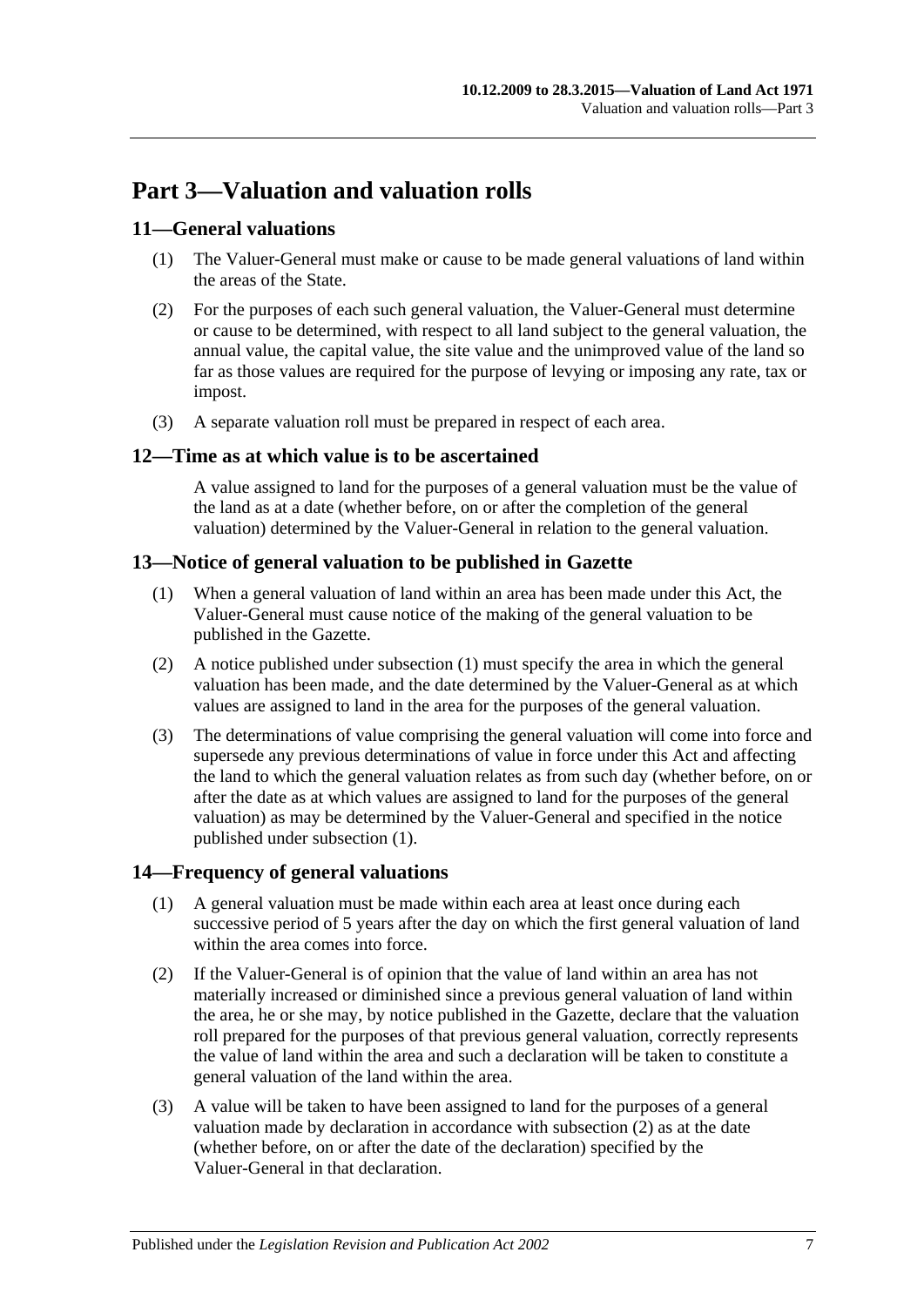# Part 3—Valuation and valuation rolls

## 11—General valuations

(1) The Valuer-General must make or cause to be made general valuations of land within the areas of the State.

(2) For the purposes of each such general valuation, the Valuer-General must determine or cause to be determined, with respect to all land subject to the general valuation, the annual value, the capital value, the site value and the unimproved value of the land so far as those values are required for the purpose of levying or imposing any rate, tax or impost.

(3) A separate valuation roll must be prepared in respect of each area.

## 12—Time as at which value is to be ascertained

A value assigned to land for the purposes of a general valuation must be the value of the land as at a date (whether before, on or after the completion of the general valuation) determined by the Valuer-General in relation to the general valuation.

## 13—Notice of general valuation to be published in Gazette

(1) When a general valuation of land within an area has been made under this Act, the Valuer-General must cause notice of the making of the general valuation to be published in the Gazette.

(2) A notice published under subsection (1) must specify the area in which the general valuation has been made, and the date determined by the Valuer-General as at which values are assigned to land in the area for the purposes of the general valuation.

(3) The determinations of value comprising the general valuation will come into force and supersede any previous determinations of value in force under this Act and affecting the land to which the general valuation relates as from such day (whether before, on or after the date as at which values are assigned to land for the purposes of the general valuation) as may be determined by the Valuer-General and specified in the notice published under subsection (1).

## 14—Frequency of general valuations

(1) A general valuation must be made within each area at least once during each successive period of 5 years after the day on which the first general valuation of land within the area comes into force.

(2) If the Valuer-General is of opinion that the value of land within an area has not materially increased or diminished since a previous general valuation of land within the area, he or she may, by notice published in the Gazette, declare that the valuation roll prepared for the purposes of that previous general valuation, correctly represents the value of land within the area and such a declaration will be taken to constitute a general valuation of the land within the area.

(3) A value will be taken to have been assigned to land for the purposes of a general valuation made by declaration in accordance with subsection (2) as at the date (whether before, on or after the date of the declaration) specified by the Valuer-General in that declaration.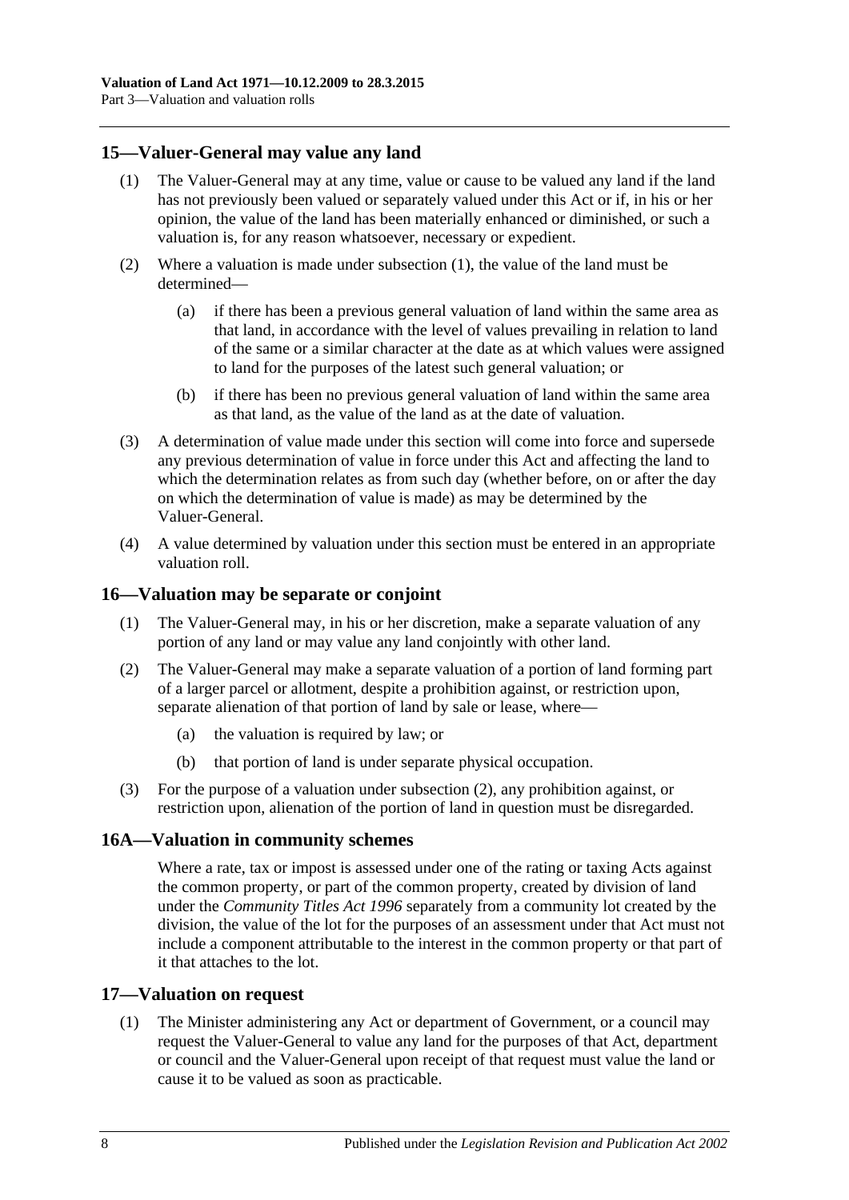## 15—Valuer-General may value any land

(1) The Valuer-General may at any time, value or cause to be valued any land if the land has not previously been valued or separately valued under this Act or if, in his or her opinion, the value of the land has been materially enhanced or diminished, or such a valuation is, for any reason whatsoever, necessary or expedient.

(2) Where a valuation is made under subsection (1), the value of the land must be determined—

(a) if there has been a previous general valuation of land within the same area as that land, in accordance with the level of values prevailing in relation to land of the same or a similar character at the date as at which values were assigned to land for the purposes of the latest such general valuation; or

(b) if there has been no previous general valuation of land within the same area as that land, as the value of the land as at the date of valuation.

(3) A determination of value made under this section will come into force and supersede any previous determination of value in force under this Act and affecting the land to which the determination relates as from such day (whether before, on or after the day on which the determination of value is made) as may be determined by the Valuer-General.

(4) A value determined by valuation under this section must be entered in an appropriate valuation roll.

## 16—Valuation may be separate or conjoint

(1) The Valuer-General may, in his or her discretion, make a separate valuation of any portion of any land or may value any land conjointly with other land.

(2) The Valuer-General may make a separate valuation of a portion of land forming part of a larger parcel or allotment, despite a prohibition against, or restriction upon, separate alienation of that portion of land by sale or lease, where—

(a) the valuation is required by law; or

(b) that portion of land is under separate physical occupation.

(3) For the purpose of a valuation under subsection (2), any prohibition against, or restriction upon, alienation of the portion of land in question must be disregarded.

## 16A—Valuation in community schemes

Where a rate, tax or impost is assessed under one of the rating or taxing Acts against the common property, or part of the common property, created by division of land under the *Community Titles Act 1996* separately from a community lot created by the division, the value of the lot for the purposes of an assessment under that Act must not include a component attributable to the interest in the common property or that part of it that attaches to the lot.

## 17—Valuation on request

(1) The Minister administering any Act or department of Government, or a council may request the Valuer-General to value any land for the purposes of that Act, department or council and the Valuer-General upon receipt of that request must value the land or cause it to be valued as soon as practicable.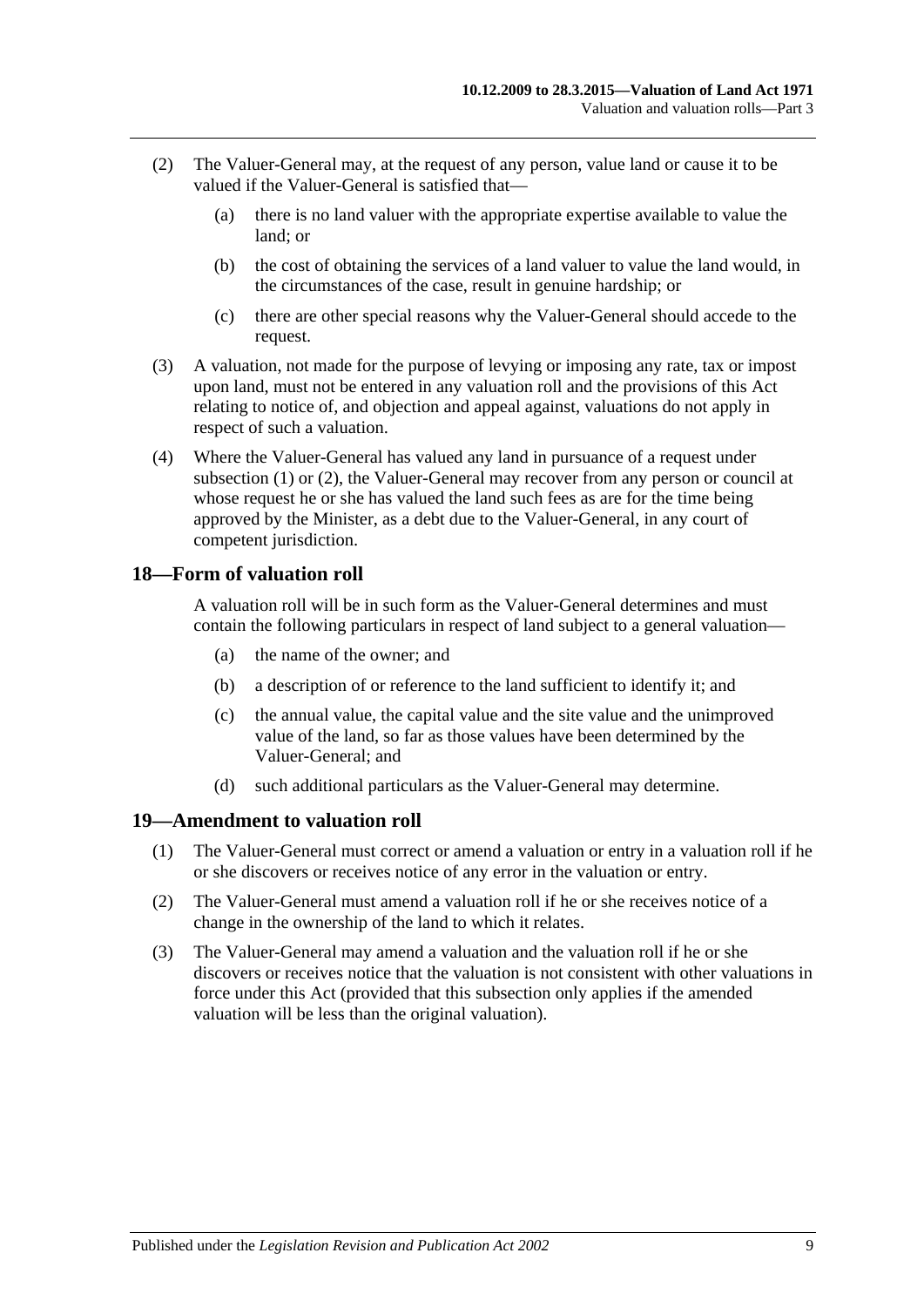(2) The Valuer-General may, at the request of any person, value land or cause it to be valued if the Valuer-General is satisfied that—

(a) there is no land valuer with the appropriate expertise available to value the land; or

(b) the cost of obtaining the services of a land valuer to value the land would, in the circumstances of the case, result in genuine hardship; or

(c) there are other special reasons why the Valuer-General should accede to the request.

(3) A valuation, not made for the purpose of levying or imposing any rate, tax or impost upon land, must not be entered in any valuation roll and the provisions of this Act relating to notice of, and objection and appeal against, valuations do not apply in respect of such a valuation.

(4) Where the Valuer-General has valued any land in pursuance of a request under subsection (1) or (2), the Valuer-General may recover from any person or council at whose request he or she has valued the land such fees as are for the time being approved by the Minister, as a debt due to the Valuer-General, in any court of competent jurisdiction.

## 18—Form of valuation roll

A valuation roll will be in such form as the Valuer-General determines and must contain the following particulars in respect of land subject to a general valuation—

(a) the name of the owner; and

(b) a description of or reference to the land sufficient to identify it; and

(c) the annual value, the capital value and the site value and the unimproved value of the land, so far as those values have been determined by the Valuer-General; and

(d) such additional particulars as the Valuer-General may determine.

## 19—Amendment to valuation roll

(1) The Valuer-General must correct or amend a valuation or entry in a valuation roll if he or she discovers or receives notice of any error in the valuation or entry.

(2) The Valuer-General must amend a valuation roll if he or she receives notice of a change in the ownership of the land to which it relates.

(3) The Valuer-General may amend a valuation and the valuation roll if he or she discovers or receives notice that the valuation is not consistent with other valuations in force under this Act (provided that this subsection only applies if the amended valuation will be less than the original valuation).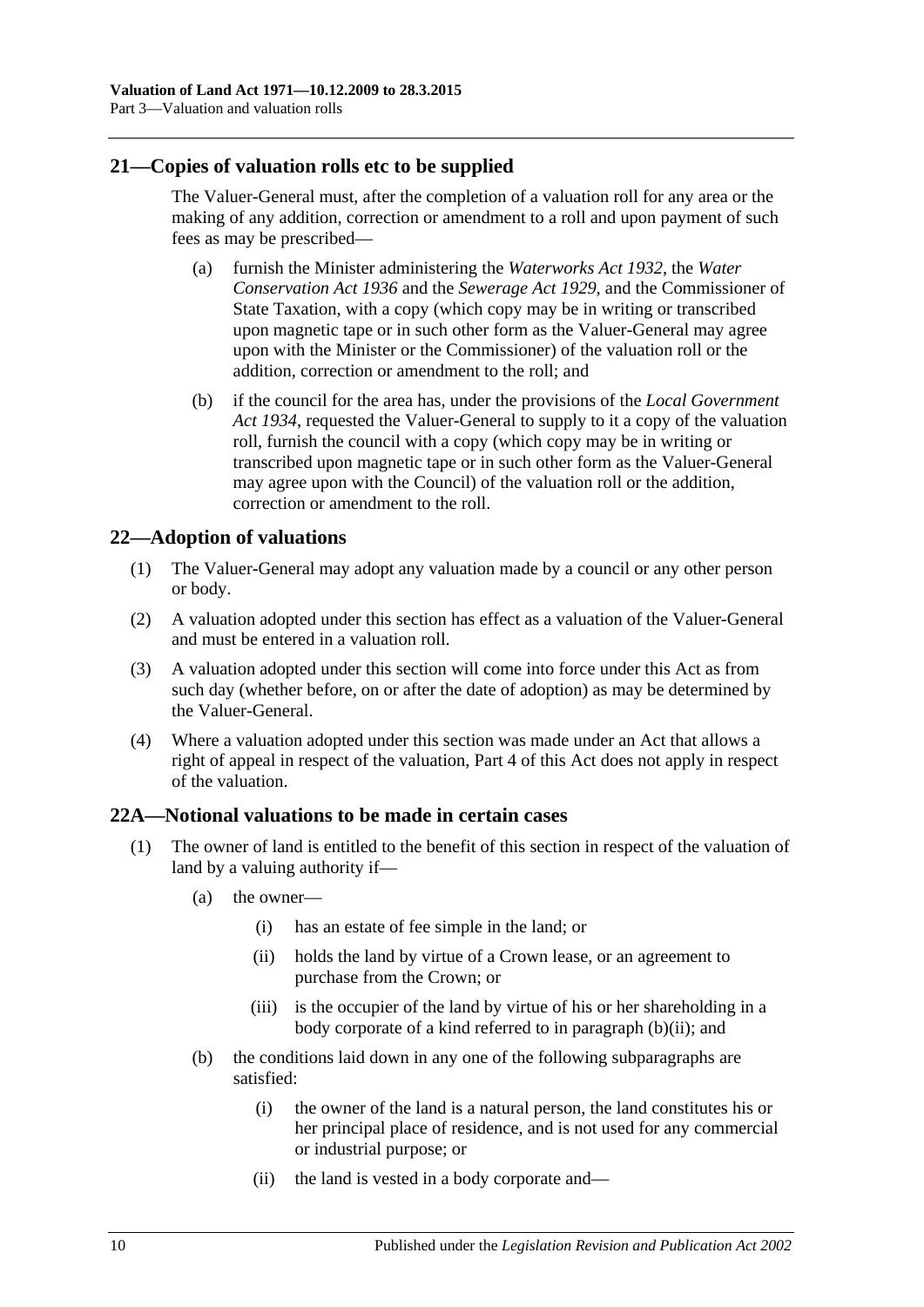## 21—Copies of valuation rolls etc to be supplied

The Valuer-General must, after the completion of a valuation roll for any area or the making of any addition, correction or amendment to a roll and upon payment of such fees as may be prescribed—

(a) furnish the Minister administering the *Waterworks Act 1932*, the *Water Conservation Act 1936* and the *Sewerage Act 1929*, and the Commissioner of State Taxation, with a copy (which copy may be in writing or transcribed upon magnetic tape or in such other form as the Valuer-General may agree upon with the Minister or the Commissioner) of the valuation roll or the addition, correction or amendment to the roll; and

(b) if the council for the area has, under the provisions of the *Local Government Act 1934*, requested the Valuer-General to supply to it a copy of the valuation roll, furnish the council with a copy (which copy may be in writing or transcribed upon magnetic tape or in such other form as the Valuer-General may agree upon with the Council) of the valuation roll or the addition, correction or amendment to the roll.

## 22—Adoption of valuations

(1) The Valuer-General may adopt any valuation made by a council or any other person or body.

(2) A valuation adopted under this section has effect as a valuation of the Valuer-General and must be entered in a valuation roll.

(3) A valuation adopted under this section will come into force under this Act as from such day (whether before, on or after the date of adoption) as may be determined by the Valuer-General.

(4) Where a valuation adopted under this section was made under an Act that allows a right of appeal in respect of the valuation, Part 4 of this Act does not apply in respect of the valuation.

## 22A—Notional valuations to be made in certain cases

(1) The owner of land is entitled to the benefit of this section in respect of the valuation of land by a valuing authority if—

(a) the owner—

(i) has an estate of fee simple in the land; or

(ii) holds the land by virtue of a Crown lease, or an agreement to purchase from the Crown; or

(iii) is the occupier of the land by virtue of his or her shareholding in a body corporate of a kind referred to in paragraph (b)(ii); and

(b) the conditions laid down in any one of the following subparagraphs are satisfied:

(i) the owner of the land is a natural person, the land constitutes his or her principal place of residence, and is not used for any commercial or industrial purpose; or

(ii) the land is vested in a body corporate and—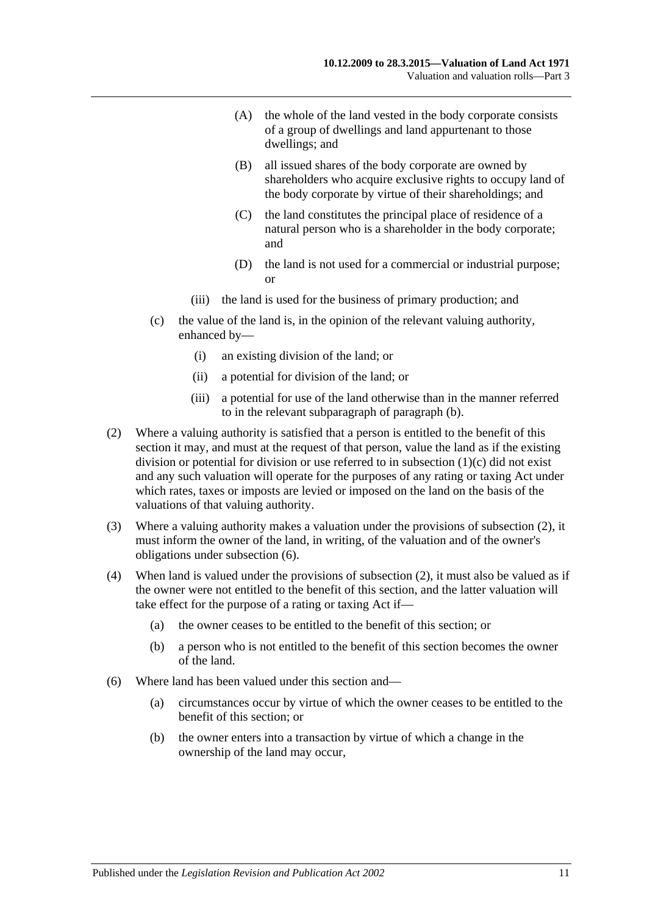(A) the whole of the land vested in the body corporate consists of a group of dwellings and land appurtenant to those dwellings; and

(B) all issued shares of the body corporate are owned by shareholders who acquire exclusive rights to occupy land of the body corporate by virtue of their shareholdings; and

(C) the land constitutes the principal place of residence of a natural person who is a shareholder in the body corporate; and

(D) the land is not used for a commercial or industrial purpose; or

(iii) the land is used for the business of primary production; and

(c) the value of the land is, in the opinion of the relevant valuing authority, enhanced by—

(i) an existing division of the land; or

(ii) a potential for division of the land; or

(iii) a potential for use of the land otherwise than in the manner referred to in the relevant subparagraph of paragraph (b).

(2) Where a valuing authority is satisfied that a person is entitled to the benefit of this section it may, and must at the request of that person, value the land as if the existing division or potential for division or use referred to in subsection (1)(c) did not exist and any such valuation will operate for the purposes of any rating or taxing Act under which rates, taxes or imposts are levied or imposed on the land on the basis of the valuations of that valuing authority.

(3) Where a valuing authority makes a valuation under the provisions of subsection (2), it must inform the owner of the land, in writing, of the valuation and of the owner's obligations under subsection (6).

(4) When land is valued under the provisions of subsection (2), it must also be valued as if the owner were not entitled to the benefit of this section, and the latter valuation will take effect for the purpose of a rating or taxing Act if—

(a) the owner ceases to be entitled to the benefit of this section; or

(b) a person who is not entitled to the benefit of this section becomes the owner of the land.

(6) Where land has been valued under this section and—

(a) circumstances occur by virtue of which the owner ceases to be entitled to the benefit of this section; or

(b) the owner enters into a transaction by virtue of which a change in the ownership of the land may occur,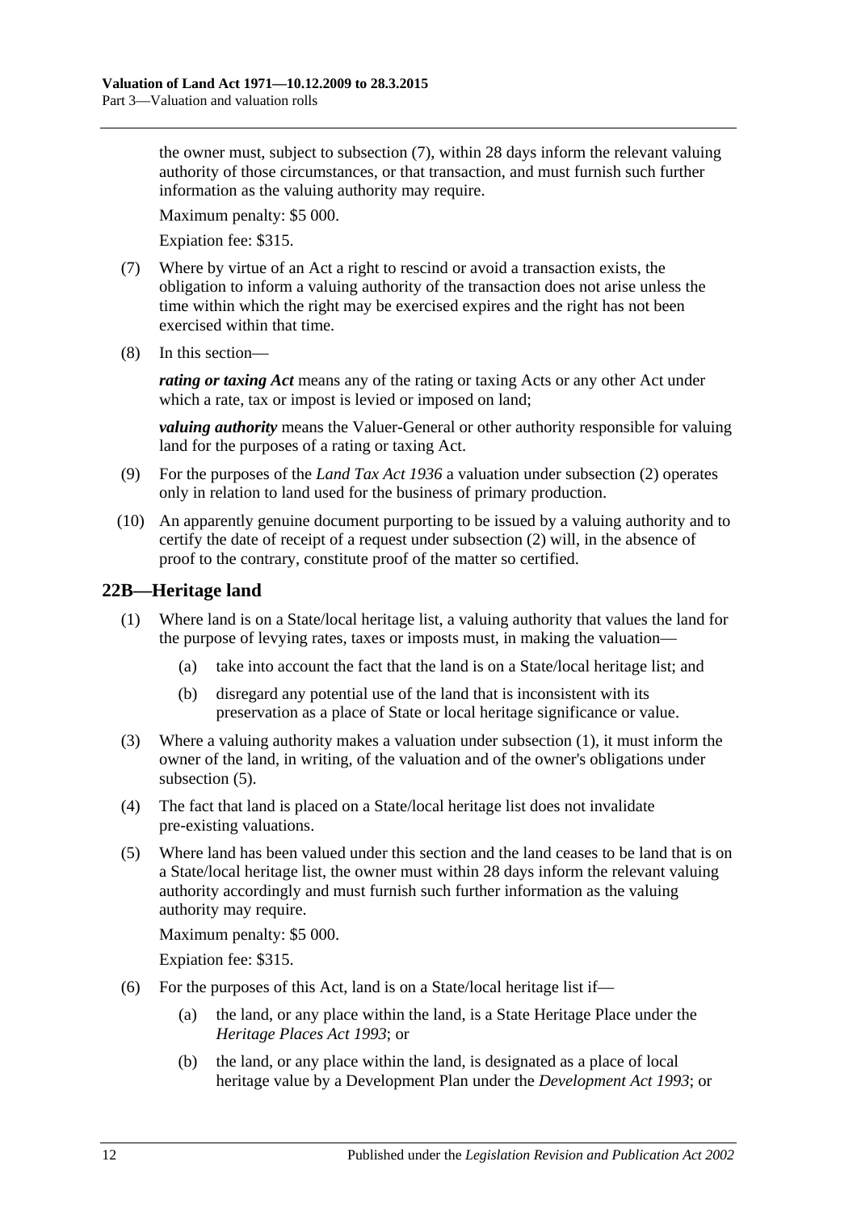the owner must, subject to subsection (7), within 28 days inform the relevant valuing authority of those circumstances, or that transaction, and must furnish such further information as the valuing authority may require.

Maximum penalty: $5 000.

Expiation fee: $315.

(7) Where by virtue of an Act a right to rescind or avoid a transaction exists, the obligation to inform a valuing authority of the transaction does not arise unless the time within which the right may be exercised expires and the right has not been exercised within that time.

(8) In this section—

***rating or taxing Act*** means any of the rating or taxing Acts or any other Act under which a rate, tax or impost is levied or imposed on land;

***valuing authority*** means the Valuer-General or other authority responsible for valuing land for the purposes of a rating or taxing Act.

(9) For the purposes of the *Land Tax Act 1936* a valuation under subsection (2) operates only in relation to land used for the business of primary production.

(10) An apparently genuine document purporting to be issued by a valuing authority and to certify the date of receipt of a request under subsection (2) will, in the absence of proof to the contrary, constitute proof of the matter so certified.

## 22B—Heritage land

(1) Where land is on a State/local heritage list, a valuing authority that values the land for the purpose of levying rates, taxes or imposts must, in making the valuation—

(a) take into account the fact that the land is on a State/local heritage list; and

(b) disregard any potential use of the land that is inconsistent with its preservation as a place of State or local heritage significance or value.

(3) Where a valuing authority makes a valuation under subsection (1), it must inform the owner of the land, in writing, of the valuation and of the owner's obligations under subsection (5).

(4) The fact that land is placed on a State/local heritage list does not invalidate pre-existing valuations.

(5) Where land has been valued under this section and the land ceases to be land that is on a State/local heritage list, the owner must within 28 days inform the relevant valuing authority accordingly and must furnish such further information as the valuing authority may require.

Maximum penalty: $5 000.

Expiation fee: $315.

(6) For the purposes of this Act, land is on a State/local heritage list if—

(a) the land, or any place within the land, is a State Heritage Place under the *Heritage Places Act 1993*; or

(b) the land, or any place within the land, is designated as a place of local heritage value by a Development Plan under the *Development Act 1993*; or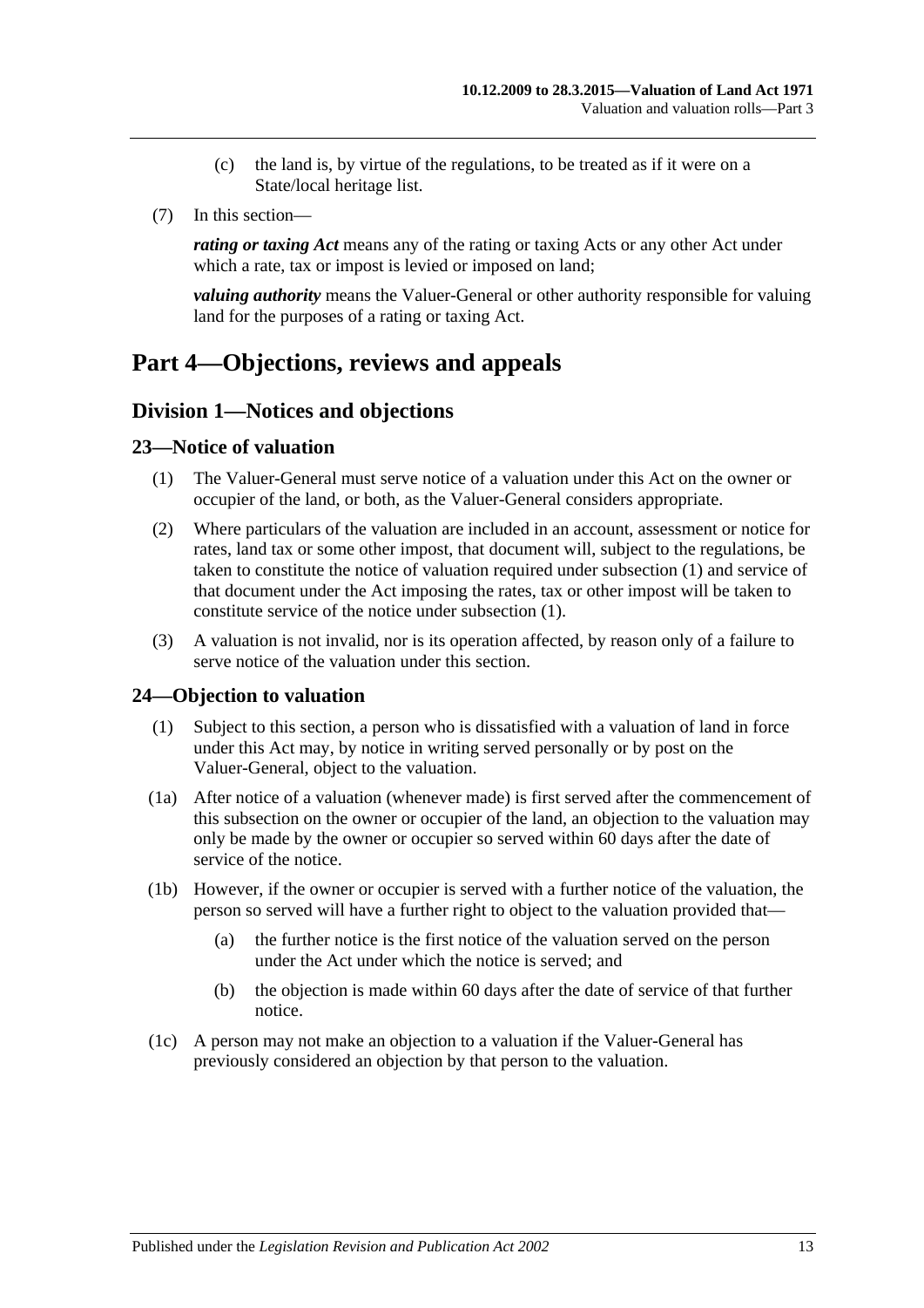(c) the land is, by virtue of the regulations, to be treated as if it were on a State/local heritage list.

(7) In this section—

***rating or taxing Act*** means any of the rating or taxing Acts or any other Act under which a rate, tax or impost is levied or imposed on land;

***valuing authority*** means the Valuer-General or other authority responsible for valuing land for the purposes of a rating or taxing Act.

# Part 4—Objections, reviews and appeals

## Division 1—Notices and objections

### 23—Notice of valuation

(1) The Valuer-General must serve notice of a valuation under this Act on the owner or occupier of the land, or both, as the Valuer-General considers appropriate.

(2) Where particulars of the valuation are included in an account, assessment or notice for rates, land tax or some other impost, that document will, subject to the regulations, be taken to constitute the notice of valuation required under subsection (1) and service of that document under the Act imposing the rates, tax or other impost will be taken to constitute service of the notice under subsection (1).

(3) A valuation is not invalid, nor is its operation affected, by reason only of a failure to serve notice of the valuation under this section.

### 24—Objection to valuation

(1) Subject to this section, a person who is dissatisfied with a valuation of land in force under this Act may, by notice in writing served personally or by post on the Valuer-General, object to the valuation.

(1a) After notice of a valuation (whenever made) is first served after the commencement of this subsection on the owner or occupier of the land, an objection to the valuation may only be made by the owner or occupier so served within 60 days after the date of service of the notice.

(1b) However, if the owner or occupier is served with a further notice of the valuation, the person so served will have a further right to object to the valuation provided that—

(a) the further notice is the first notice of the valuation served on the person under the Act under which the notice is served; and

(b) the objection is made within 60 days after the date of service of that further notice.

(1c) A person may not make an objection to a valuation if the Valuer-General has previously considered an objection by that person to the valuation.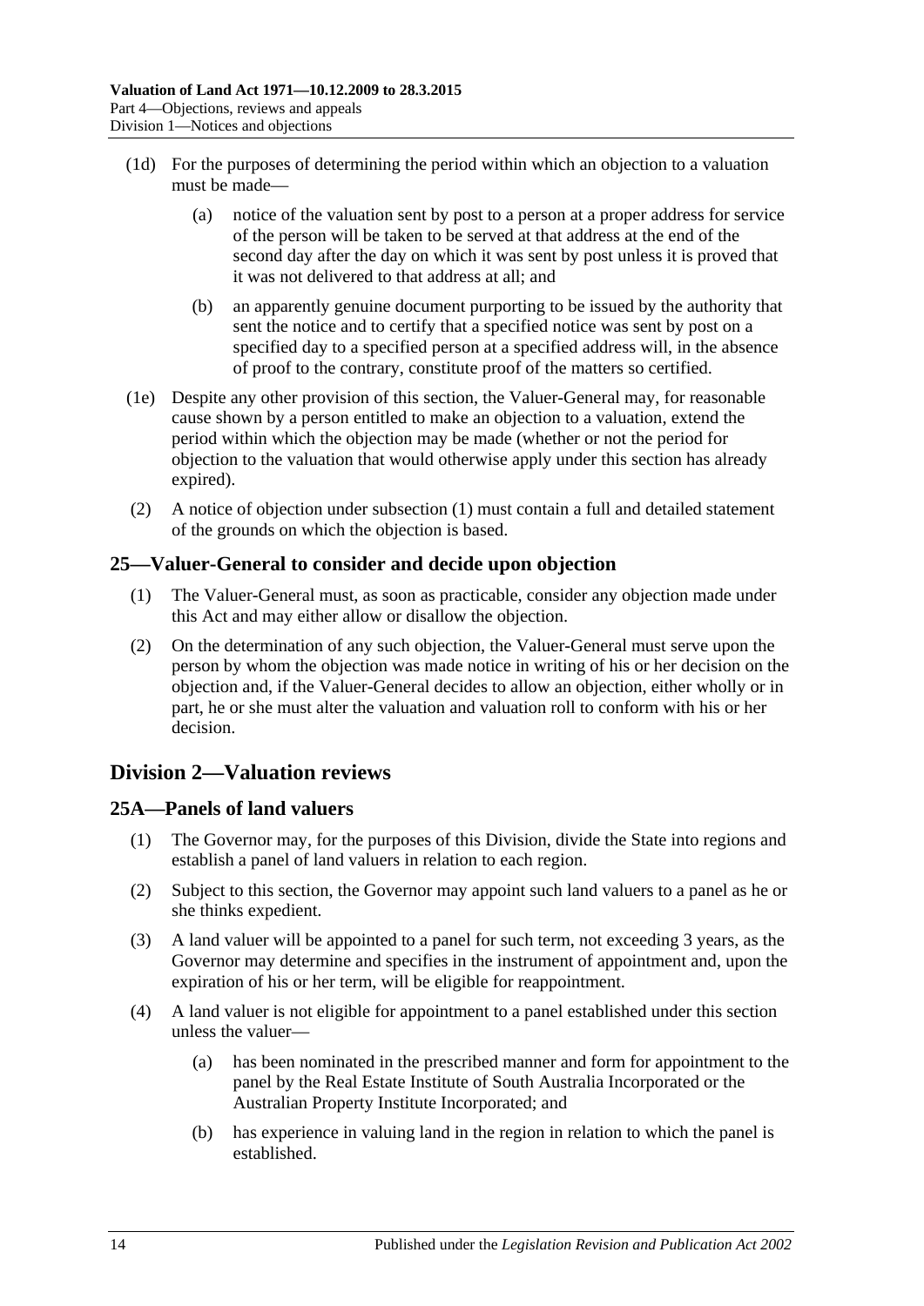(1d) For the purposes of determining the period within which an objection to a valuation must be made—

(a) notice of the valuation sent by post to a person at a proper address for service of the person will be taken to be served at that address at the end of the second day after the day on which it was sent by post unless it is proved that it was not delivered to that address at all; and

(b) an apparently genuine document purporting to be issued by the authority that sent the notice and to certify that a specified notice was sent by post on a specified day to a specified person at a specified address will, in the absence of proof to the contrary, constitute proof of the matters so certified.

(1e) Despite any other provision of this section, the Valuer-General may, for reasonable cause shown by a person entitled to make an objection to a valuation, extend the period within which the objection may be made (whether or not the period for objection to the valuation that would otherwise apply under this section has already expired).

(2) A notice of objection under subsection (1) must contain a full and detailed statement of the grounds on which the objection is based.

## 25—Valuer-General to consider and decide upon objection

(1) The Valuer-General must, as soon as practicable, consider any objection made under this Act and may either allow or disallow the objection.

(2) On the determination of any such objection, the Valuer-General must serve upon the person by whom the objection was made notice in writing of his or her decision on the objection and, if the Valuer-General decides to allow an objection, either wholly or in part, he or she must alter the valuation and valuation roll to conform with his or her decision.

# Division 2—Valuation reviews

## 25A—Panels of land valuers

(1) The Governor may, for the purposes of this Division, divide the State into regions and establish a panel of land valuers in relation to each region.

(2) Subject to this section, the Governor may appoint such land valuers to a panel as he or she thinks expedient.

(3) A land valuer will be appointed to a panel for such term, not exceeding 3 years, as the Governor may determine and specifies in the instrument of appointment and, upon the expiration of his or her term, will be eligible for reappointment.

(4) A land valuer is not eligible for appointment to a panel established under this section unless the valuer—

(a) has been nominated in the prescribed manner and form for appointment to the panel by the Real Estate Institute of South Australia Incorporated or the Australian Property Institute Incorporated; and

(b) has experience in valuing land in the region in relation to which the panel is established.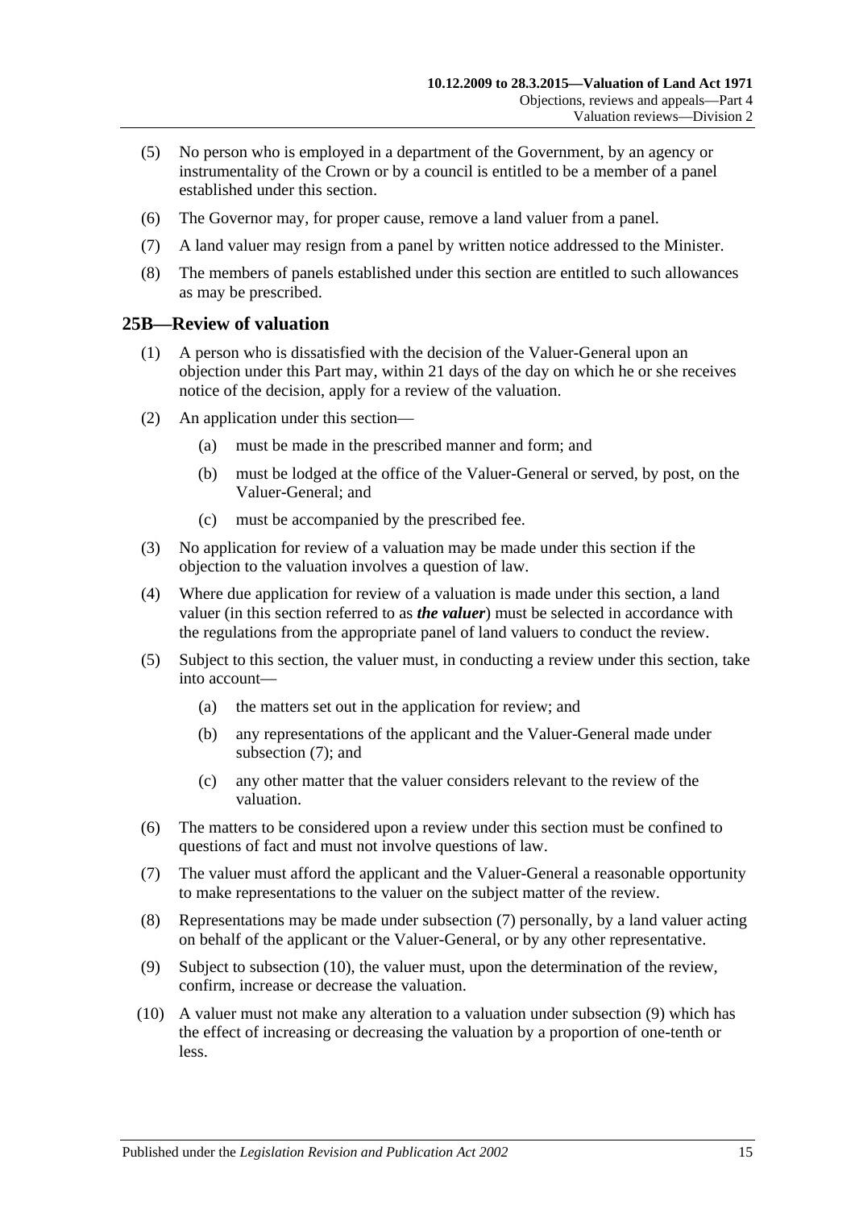(5) No person who is employed in a department of the Government, by an agency or instrumentality of the Crown or by a council is entitled to be a member of a panel established under this section.

(6) The Governor may, for proper cause, remove a land valuer from a panel.

(7) A land valuer may resign from a panel by written notice addressed to the Minister.

(8) The members of panels established under this section are entitled to such allowances as may be prescribed.

## 25B—Review of valuation

(1) A person who is dissatisfied with the decision of the Valuer-General upon an objection under this Part may, within 21 days of the day on which he or she receives notice of the decision, apply for a review of the valuation.

(2) An application under this section—

(a) must be made in the prescribed manner and form; and

(b) must be lodged at the office of the Valuer-General or served, by post, on the Valuer-General; and

(c) must be accompanied by the prescribed fee.

(3) No application for review of a valuation may be made under this section if the objection to the valuation involves a question of law.

(4) Where due application for review of a valuation is made under this section, a land valuer (in this section referred to as ***the valuer***) must be selected in accordance with the regulations from the appropriate panel of land valuers to conduct the review.

(5) Subject to this section, the valuer must, in conducting a review under this section, take into account—

(a) the matters set out in the application for review; and

(b) any representations of the applicant and the Valuer-General made under subsection (7); and

(c) any other matter that the valuer considers relevant to the review of the valuation.

(6) The matters to be considered upon a review under this section must be confined to questions of fact and must not involve questions of law.

(7) The valuer must afford the applicant and the Valuer-General a reasonable opportunity to make representations to the valuer on the subject matter of the review.

(8) Representations may be made under subsection (7) personally, by a land valuer acting on behalf of the applicant or the Valuer-General, or by any other representative.

(9) Subject to subsection (10), the valuer must, upon the determination of the review, confirm, increase or decrease the valuation.

(10) A valuer must not make any alteration to a valuation under subsection (9) which has the effect of increasing or decreasing the valuation by a proportion of one-tenth or less.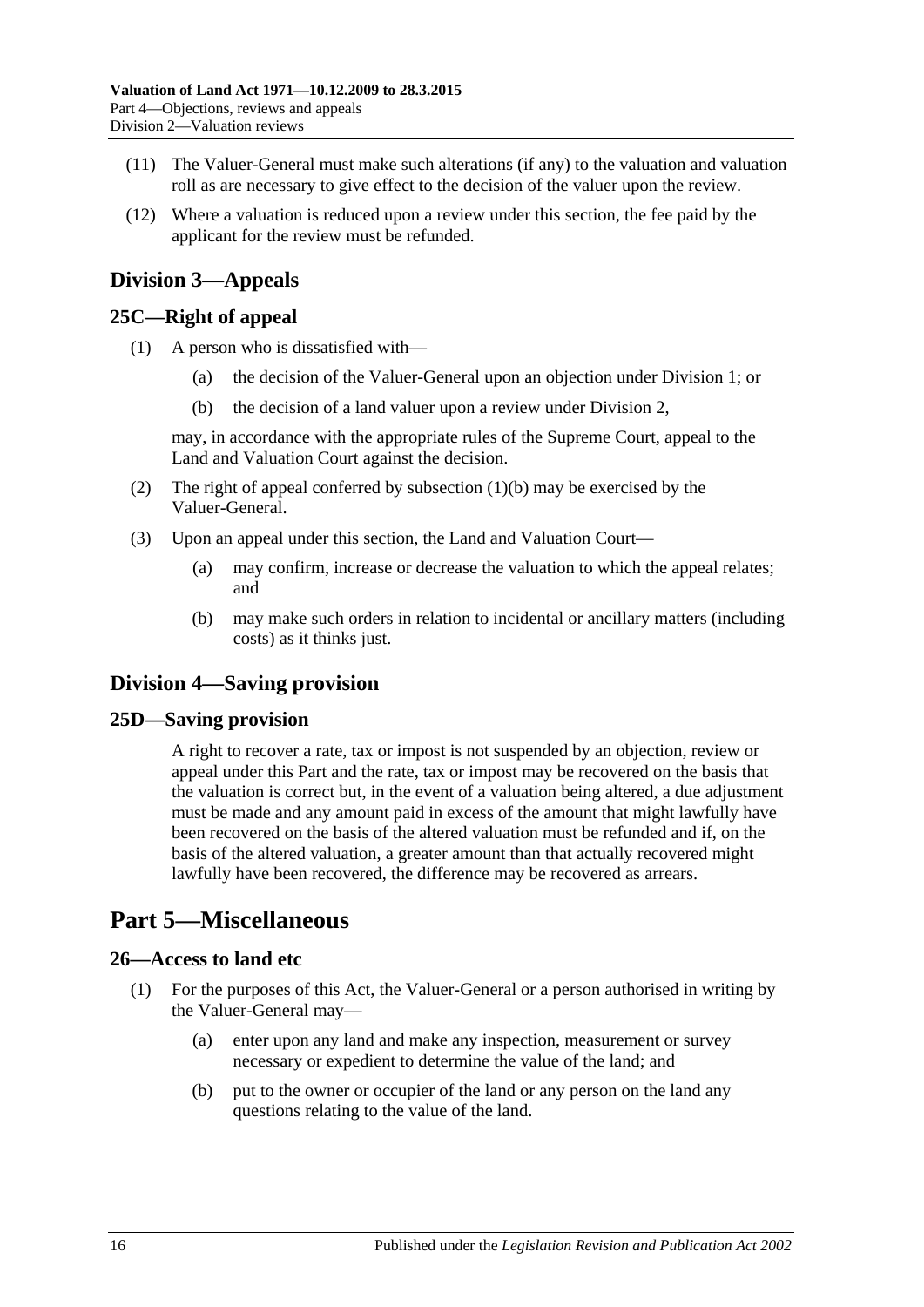(11) The Valuer-General must make such alterations (if any) to the valuation and valuation roll as are necessary to give effect to the decision of the valuer upon the review.

(12) Where a valuation is reduced upon a review under this section, the fee paid by the applicant for the review must be refunded.

## Division 3—Appeals

### 25C—Right of appeal

(1) A person who is dissatisfied with—

(a) the decision of the Valuer-General upon an objection under Division 1; or

(b) the decision of a land valuer upon a review under Division 2,

may, in accordance with the appropriate rules of the Supreme Court, appeal to the Land and Valuation Court against the decision.

(2) The right of appeal conferred by subsection (1)(b) may be exercised by the Valuer-General.

(3) Upon an appeal under this section, the Land and Valuation Court—

(a) may confirm, increase or decrease the valuation to which the appeal relates; and

(b) may make such orders in relation to incidental or ancillary matters (including costs) as it thinks just.

## Division 4—Saving provision

### 25D—Saving provision

A right to recover a rate, tax or impost is not suspended by an objection, review or appeal under this Part and the rate, tax or impost may be recovered on the basis that the valuation is correct but, in the event of a valuation being altered, a due adjustment must be made and any amount paid in excess of the amount that might lawfully have been recovered on the basis of the altered valuation must be refunded and if, on the basis of the altered valuation, a greater amount than that actually recovered might lawfully have been recovered, the difference may be recovered as arrears.

# Part 5—Miscellaneous

### 26—Access to land etc

(1) For the purposes of this Act, the Valuer-General or a person authorised in writing by the Valuer-General may—

(a) enter upon any land and make any inspection, measurement or survey necessary or expedient to determine the value of the land; and

(b) put to the owner or occupier of the land or any person on the land any questions relating to the value of the land.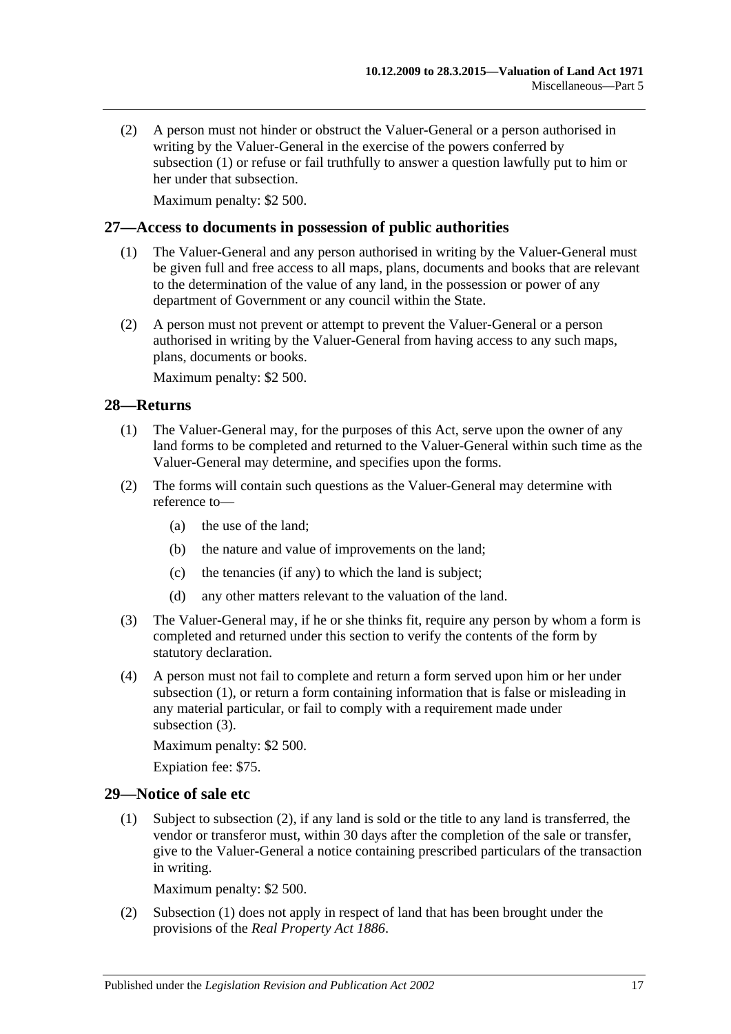(2) A person must not hinder or obstruct the Valuer-General or a person authorised in writing by the Valuer-General in the exercise of the powers conferred by subsection (1) or refuse or fail truthfully to answer a question lawfully put to him or her under that subsection.

Maximum penalty: $2 500.

## 27—Access to documents in possession of public authorities

(1) The Valuer-General and any person authorised in writing by the Valuer-General must be given full and free access to all maps, plans, documents and books that are relevant to the determination of the value of any land, in the possession or power of any department of Government or any council within the State.

(2) A person must not prevent or attempt to prevent the Valuer-General or a person authorised in writing by the Valuer-General from having access to any such maps, plans, documents or books.

Maximum penalty: $2 500.

## 28—Returns

(1) The Valuer-General may, for the purposes of this Act, serve upon the owner of any land forms to be completed and returned to the Valuer-General within such time as the Valuer-General may determine, and specifies upon the forms.

(2) The forms will contain such questions as the Valuer-General may determine with reference to—

- (a) the use of the land;
- (b) the nature and value of improvements on the land;
- (c) the tenancies (if any) to which the land is subject;
- (d) any other matters relevant to the valuation of the land.

(3) The Valuer-General may, if he or she thinks fit, require any person by whom a form is completed and returned under this section to verify the contents of the form by statutory declaration.

(4) A person must not fail to complete and return a form served upon him or her under subsection (1), or return a form containing information that is false or misleading in any material particular, or fail to comply with a requirement made under subsection (3).

Maximum penalty: $2 500.

Expiation fee: $75.

## 29—Notice of sale etc

(1) Subject to subsection (2), if any land is sold or the title to any land is transferred, the vendor or transferor must, within 30 days after the completion of the sale or transfer, give to the Valuer-General a notice containing prescribed particulars of the transaction in writing.

Maximum penalty: $2 500.

(2) Subsection (1) does not apply in respect of land that has been brought under the provisions of the *Real Property Act 1886*.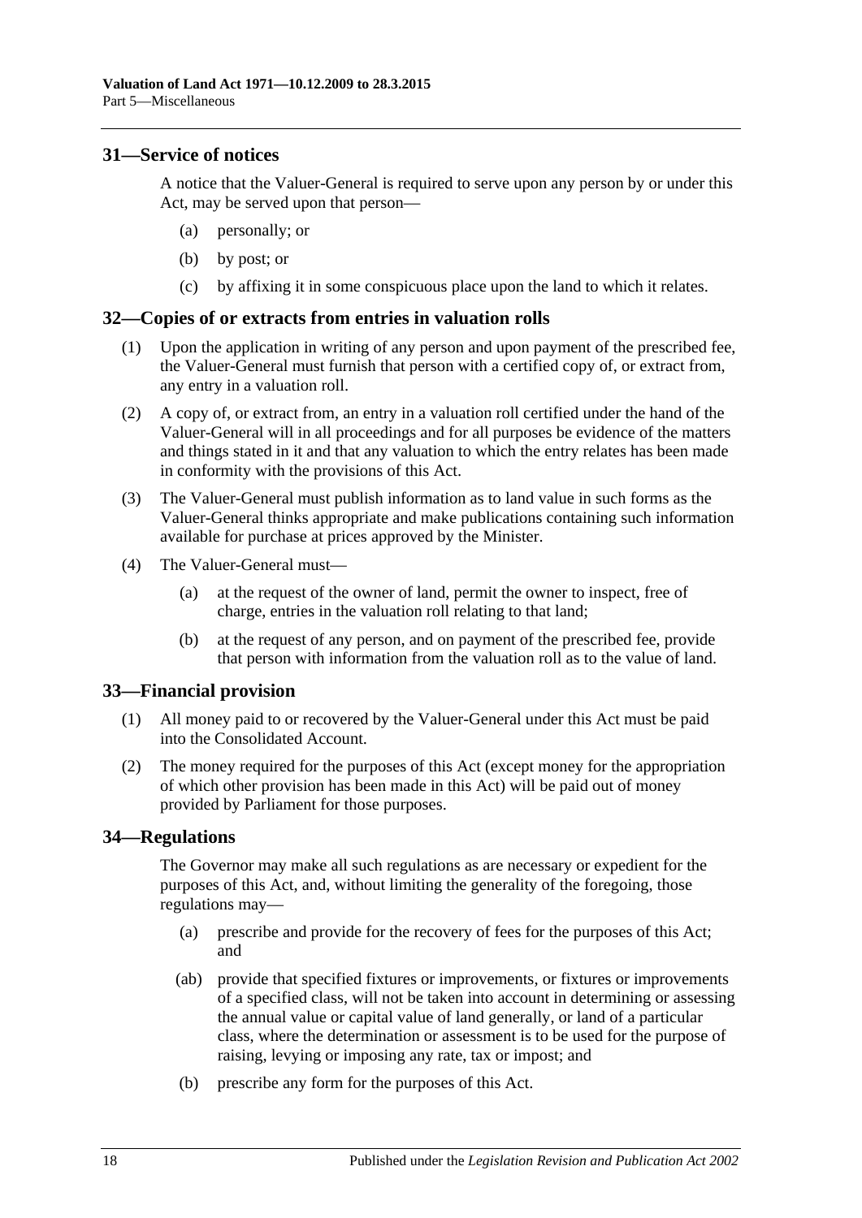## 31—Service of notices

A notice that the Valuer-General is required to serve upon any person by or under this Act, may be served upon that person—

(a) personally; or

(b) by post; or

(c) by affixing it in some conspicuous place upon the land to which it relates.

## 32—Copies of or extracts from entries in valuation rolls

(1) Upon the application in writing of any person and upon payment of the prescribed fee, the Valuer-General must furnish that person with a certified copy of, or extract from, any entry in a valuation roll.

(2) A copy of, or extract from, an entry in a valuation roll certified under the hand of the Valuer-General will in all proceedings and for all purposes be evidence of the matters and things stated in it and that any valuation to which the entry relates has been made in conformity with the provisions of this Act.

(3) The Valuer-General must publish information as to land value in such forms as the Valuer-General thinks appropriate and make publications containing such information available for purchase at prices approved by the Minister.

(4) The Valuer-General must—

(a) at the request of the owner of land, permit the owner to inspect, free of charge, entries in the valuation roll relating to that land;

(b) at the request of any person, and on payment of the prescribed fee, provide that person with information from the valuation roll as to the value of land.

## 33—Financial provision

(1) All money paid to or recovered by the Valuer-General under this Act must be paid into the Consolidated Account.

(2) The money required for the purposes of this Act (except money for the appropriation of which other provision has been made in this Act) will be paid out of money provided by Parliament for those purposes.

## 34—Regulations

The Governor may make all such regulations as are necessary or expedient for the purposes of this Act, and, without limiting the generality of the foregoing, those regulations may—

(a) prescribe and provide for the recovery of fees for the purposes of this Act; and

(ab) provide that specified fixtures or improvements, or fixtures or improvements of a specified class, will not be taken into account in determining or assessing the annual value or capital value of land generally, or land of a particular class, where the determination or assessment is to be used for the purpose of raising, levying or imposing any rate, tax or impost; and

(b) prescribe any form for the purposes of this Act.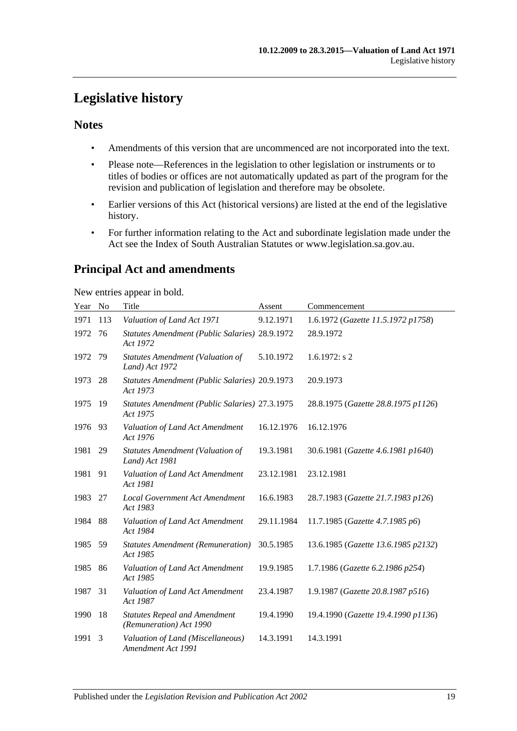# Legislative history

## Notes

- Amendments of this version that are uncommenced are not incorporated into the text.
- Please note—References in the legislation to other legislation or instruments or to titles of bodies or offices are not automatically updated as part of the program for the revision and publication of legislation and therefore may be obsolete.
- Earlier versions of this Act (historical versions) are listed at the end of the legislative history.
- For further information relating to the Act and subordinate legislation made under the Act see the Index of South Australian Statutes or www.legislation.sa.gov.au.

## Principal Act and amendments

New entries appear in bold.

| Year | No | Title | Assent | Commencement |
|---|---|---|---|---|
| 1971 | 113 | *Valuation of Land Act 1971* | 9.12.1971 | 1.6.1972 (*Gazette 11.5.1972 p1758*) |
| 1972 | 76 | *Statutes Amendment (Public Salaries) Act 1972* | 28.9.1972 | 28.9.1972 |
| 1972 | 79 | *Statutes Amendment (Valuation of Land) Act 1972* | 5.10.1972 | 1.6.1972: s 2 |
| 1973 | 28 | *Statutes Amendment (Public Salaries) Act 1973* | 20.9.1973 | 20.9.1973 |
| 1975 | 19 | *Statutes Amendment (Public Salaries) Act 1975* | 27.3.1975 | 28.8.1975 (*Gazette 28.8.1975 p1126*) |
| 1976 | 93 | *Valuation of Land Act Amendment Act 1976* | 16.12.1976 | 16.12.1976 |
| 1981 | 29 | *Statutes Amendment (Valuation of Land) Act 1981* | 19.3.1981 | 30.6.1981 (*Gazette 4.6.1981 p1640*) |
| 1981 | 91 | *Valuation of Land Act Amendment Act 1981* | 23.12.1981 | 23.12.1981 |
| 1983 | 27 | *Local Government Act Amendment Act 1983* | 16.6.1983 | 28.7.1983 (*Gazette 21.7.1983 p126*) |
| 1984 | 88 | *Valuation of Land Act Amendment Act 1984* | 29.11.1984 | 11.7.1985 (*Gazette 4.7.1985 p6*) |
| 1985 | 59 | *Statutes Amendment (Remuneration) Act 1985* | 30.5.1985 | 13.6.1985 (*Gazette 13.6.1985 p2132*) |
| 1985 | 86 | *Valuation of Land Act Amendment Act 1985* | 19.9.1985 | 1.7.1986 (*Gazette 6.2.1986 p254*) |
| 1987 | 31 | *Valuation of Land Act Amendment Act 1987* | 23.4.1987 | 1.9.1987 (*Gazette 20.8.1987 p516*) |
| 1990 | 18 | *Statutes Repeal and Amendment (Remuneration) Act 1990* | 19.4.1990 | 19.4.1990 (*Gazette 19.4.1990 p1136*) |
| 1991 | 3 | *Valuation of Land (Miscellaneous) Amendment Act 1991* | 14.3.1991 | 14.3.1991 |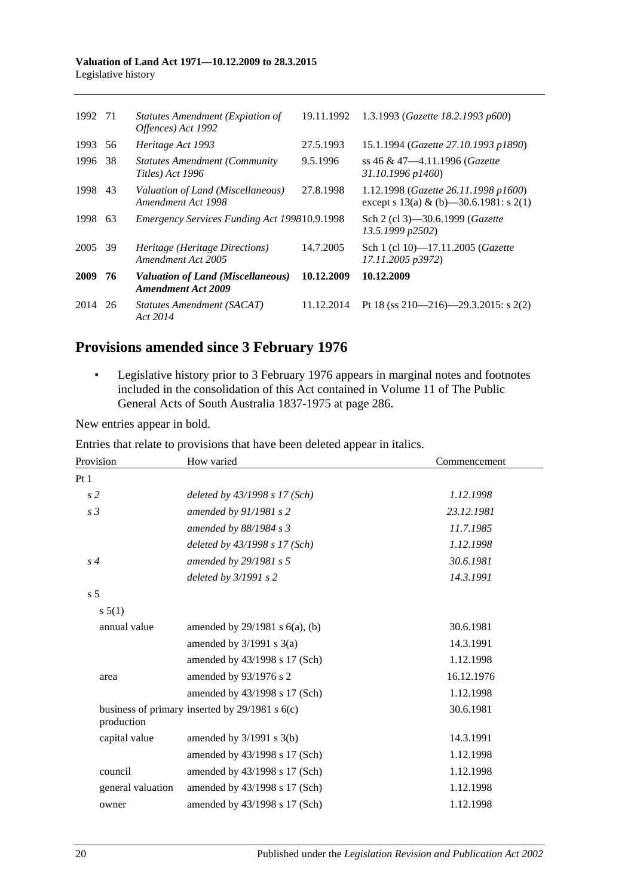| | | | | |
|---|---|---|---|---|
| 1992 | 71 | *Statutes Amendment (Expiation of Offences) Act 1992* | 19.11.1992 | 1.3.1993 (*Gazette 18.2.1993 p600*) |
| 1993 | 56 | *Heritage Act 1993* | 27.5.1993 | 15.1.1994 (*Gazette 27.10.1993 p1890*) |
| 1996 | 38 | *Statutes Amendment (Community Titles) Act 1996* | 9.5.1996 | ss 46 & 47—4.11.1996 (*Gazette 31.10.1996 p1460*) |
| 1998 | 43 | *Valuation of Land (Miscellaneous) Amendment Act 1998* | 27.8.1998 | 1.12.1998 (*Gazette 26.11.1998 p1600*) except s 13(a) & (b)—30.6.1981: s 2(1) |
| 1998 | 63 | *Emergency Services Funding Act 1998* | 10.9.1998 | Sch 2 (cl 3)—30.6.1999 (*Gazette 13.5.1999 p2502*) |
| 2005 | 39 | *Heritage (Heritage Directions) Amendment Act 2005* | 14.7.2005 | Sch 1 (cl 10)—17.11.2005 (*Gazette 17.11.2005 p3972*) |
| **2009** | **76** | ***Valuation of Land (Miscellaneous) Amendment Act 2009*** | **10.12.2009** | **10.12.2009** |
| 2014 | 26 | *Statutes Amendment (SACAT) Act 2014* | 11.12.2014 | Pt 18 (ss 210—216)—29.3.2015: s 2(2) |

## Provisions amended since 3 February 1976

- Legislative history prior to 3 February 1976 appears in marginal notes and footnotes included in the consolidation of this Act contained in Volume 11 of The Public General Acts of South Australia 1837-1975 at page 286.

New entries appear in bold.

Entries that relate to provisions that have been deleted appear in italics.

| Provision | How varied | Commencement |
|---|---|---|
| Pt 1 | | |
| *s 2* | *deleted by 43/1998 s 17 (Sch)* | *1.12.1998* |
| *s 3* | *amended by 91/1981 s 2* | *23.12.1981* |
| | *amended by 88/1984 s 3* | *11.7.1985* |
| | *deleted by 43/1998 s 17 (Sch)* | *1.12.1998* |
| *s 4* | *amended by 29/1981 s 5* | *30.6.1981* |
| | *deleted by 3/1991 s 2* | *14.3.1991* |
| s 5 | | |
| s 5(1) | | |
| annual value | amended by 29/1981 s 6(a), (b) | 30.6.1981 |
| | amended by 3/1991 s 3(a) | 14.3.1991 |
| | amended by 43/1998 s 17 (Sch) | 1.12.1998 |
| area | amended by 93/1976 s 2 | 16.12.1976 |
| | amended by 43/1998 s 17 (Sch) | 1.12.1998 |
| business of primary production | inserted by 29/1981 s 6(c) | 30.6.1981 |
| capital value | amended by 3/1991 s 3(b) | 14.3.1991 |
| | amended by 43/1998 s 17 (Sch) | 1.12.1998 |
| council | amended by 43/1998 s 17 (Sch) | 1.12.1998 |
| general valuation | amended by 43/1998 s 17 (Sch) | 1.12.1998 |
| owner | amended by 43/1998 s 17 (Sch) | 1.12.1998 |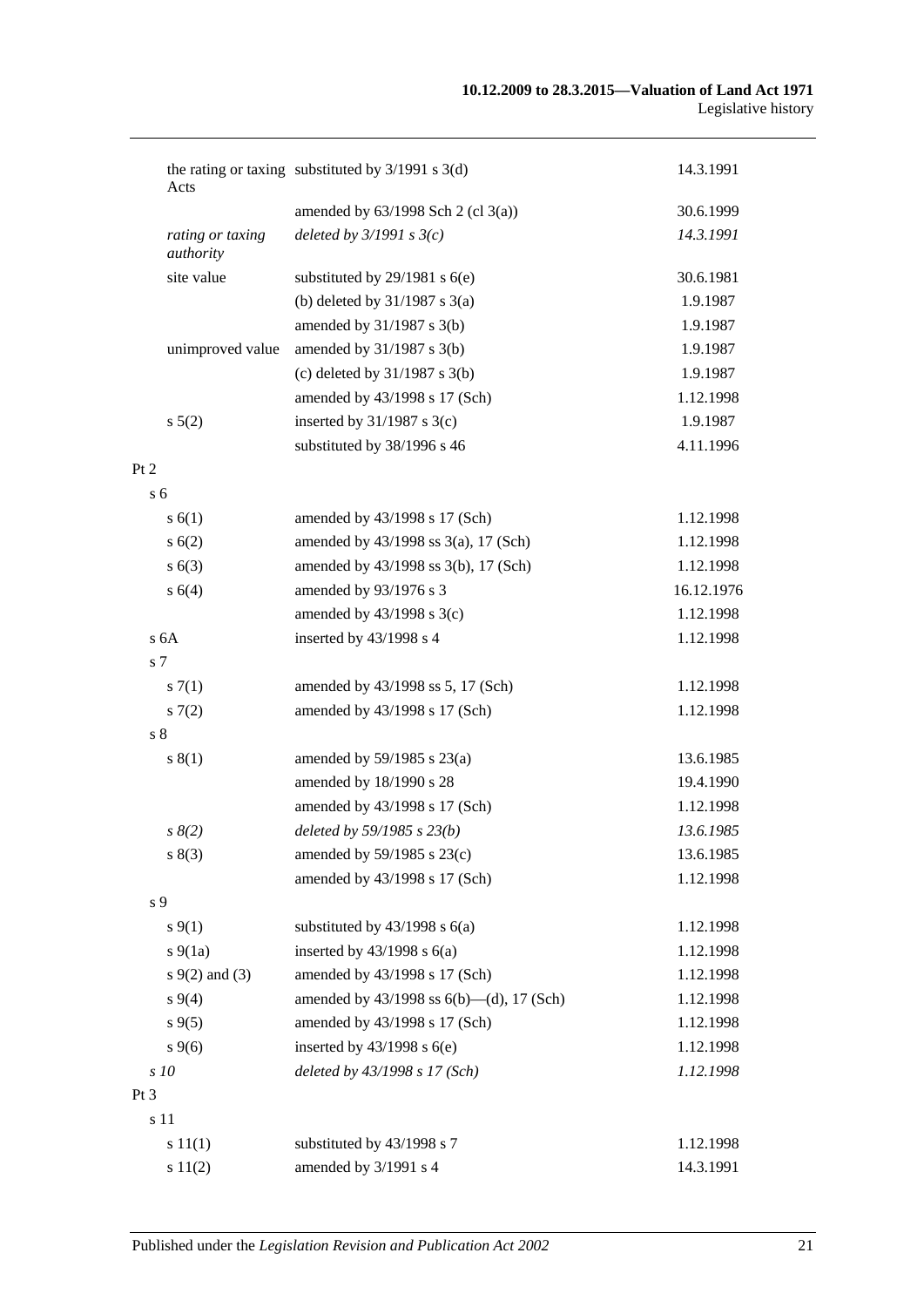| | | |
|---|---|---|
| the rating or taxing Acts | substituted by 3/1991 s 3(d) | 14.3.1991 |
| | amended by 63/1998 Sch 2 (cl 3(a)) | 30.6.1999 |
| *rating or taxing authority* | *deleted by 3/1991 s 3(c)* | *14.3.1991* |
| site value | substituted by 29/1981 s 6(e) | 30.6.1981 |
| | (b) deleted by 31/1987 s 3(a) | 1.9.1987 |
| | amended by 31/1987 s 3(b) | 1.9.1987 |
| unimproved value | amended by 31/1987 s 3(b) | 1.9.1987 |
| | (c) deleted by 31/1987 s 3(b) | 1.9.1987 |
| | amended by 43/1998 s 17 (Sch) | 1.12.1998 |
| s 5(2) | inserted by 31/1987 s 3(c) | 1.9.1987 |
| | substituted by 38/1996 s 46 | 4.11.1996 |
| Pt 2 | | |
| s 6 | | |
| s 6(1) | amended by 43/1998 s 17 (Sch) | 1.12.1998 |
| s 6(2) | amended by 43/1998 ss 3(a), 17 (Sch) | 1.12.1998 |
| s 6(3) | amended by 43/1998 ss 3(b), 17 (Sch) | 1.12.1998 |
| s 6(4) | amended by 93/1976 s 3 | 16.12.1976 |
| | amended by 43/1998 s 3(c) | 1.12.1998 |
| s 6A | inserted by 43/1998 s 4 | 1.12.1998 |
| s 7 | | |
| s 7(1) | amended by 43/1998 ss 5, 17 (Sch) | 1.12.1998 |
| s 7(2) | amended by 43/1998 s 17 (Sch) | 1.12.1998 |
| s 8 | | |
| s 8(1) | amended by 59/1985 s 23(a) | 13.6.1985 |
| | amended by 18/1990 s 28 | 19.4.1990 |
| | amended by 43/1998 s 17 (Sch) | 1.12.1998 |
| *s 8(2)* | *deleted by 59/1985 s 23(b)* | *13.6.1985* |
| s 8(3) | amended by 59/1985 s 23(c) | 13.6.1985 |
| | amended by 43/1998 s 17 (Sch) | 1.12.1998 |
| s 9 | | |
| s 9(1) | substituted by 43/1998 s 6(a) | 1.12.1998 |
| s 9(1a) | inserted by 43/1998 s 6(a) | 1.12.1998 |
| s 9(2) and (3) | amended by 43/1998 s 17 (Sch) | 1.12.1998 |
| s 9(4) | amended by 43/1998 ss 6(b)—(d), 17 (Sch) | 1.12.1998 |
| s 9(5) | amended by 43/1998 s 17 (Sch) | 1.12.1998 |
| s 9(6) | inserted by 43/1998 s 6(e) | 1.12.1998 |
| *s 10* | *deleted by 43/1998 s 17 (Sch)* | *1.12.1998* |
| Pt 3 | | |
| s 11 | | |
| s 11(1) | substituted by 43/1998 s 7 | 1.12.1998 |
| s 11(2) | amended by 3/1991 s 4 | 14.3.1991 |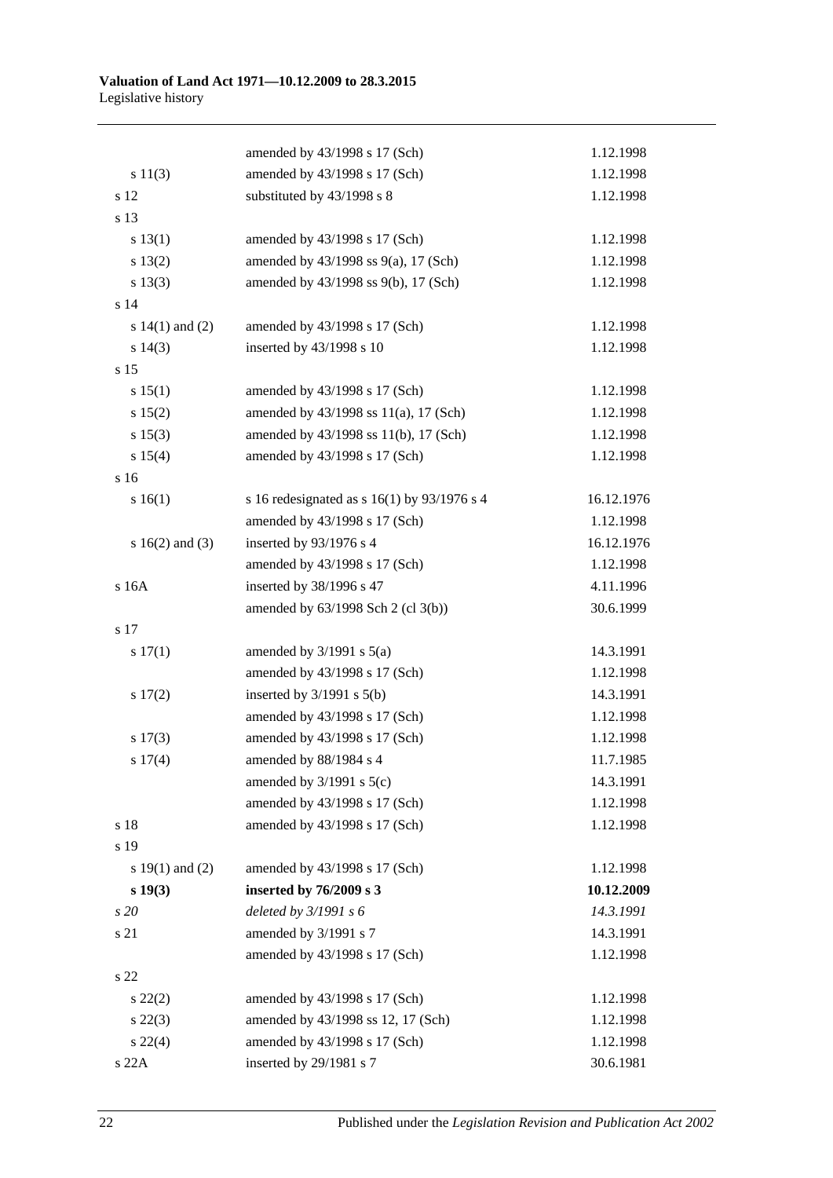| | | |
|---|---|---|
| | amended by 43/1998 s 17 (Sch) | 1.12.1998 |
| s 11(3) | amended by 43/1998 s 17 (Sch) | 1.12.1998 |
| s 12 | substituted by 43/1998 s 8 | 1.12.1998 |
| s 13 | | |
| s 13(1) | amended by 43/1998 s 17 (Sch) | 1.12.1998 |
| s 13(2) | amended by 43/1998 ss 9(a), 17 (Sch) | 1.12.1998 |
| s 13(3) | amended by 43/1998 ss 9(b), 17 (Sch) | 1.12.1998 |
| s 14 | | |
| s 14(1) and (2) | amended by 43/1998 s 17 (Sch) | 1.12.1998 |
| s 14(3) | inserted by 43/1998 s 10 | 1.12.1998 |
| s 15 | | |
| s 15(1) | amended by 43/1998 s 17 (Sch) | 1.12.1998 |
| s 15(2) | amended by 43/1998 ss 11(a), 17 (Sch) | 1.12.1998 |
| s 15(3) | amended by 43/1998 ss 11(b), 17 (Sch) | 1.12.1998 |
| s 15(4) | amended by 43/1998 s 17 (Sch) | 1.12.1998 |
| s 16 | | |
| s 16(1) | s 16 redesignated as s 16(1) by 93/1976 s 4 | 16.12.1976 |
| | amended by 43/1998 s 17 (Sch) | 1.12.1998 |
| s 16(2) and (3) | inserted by 93/1976 s 4 | 16.12.1976 |
| | amended by 43/1998 s 17 (Sch) | 1.12.1998 |
| s 16A | inserted by 38/1996 s 47 | 4.11.1996 |
| | amended by 63/1998 Sch 2 (cl 3(b)) | 30.6.1999 |
| s 17 | | |
| s 17(1) | amended by 3/1991 s 5(a) | 14.3.1991 |
| | amended by 43/1998 s 17 (Sch) | 1.12.1998 |
| s 17(2) | inserted by 3/1991 s 5(b) | 14.3.1991 |
| | amended by 43/1998 s 17 (Sch) | 1.12.1998 |
| s 17(3) | amended by 43/1998 s 17 (Sch) | 1.12.1998 |
| s 17(4) | amended by 88/1984 s 4 | 11.7.1985 |
| | amended by 3/1991 s 5(c) | 14.3.1991 |
| | amended by 43/1998 s 17 (Sch) | 1.12.1998 |
| s 18 | amended by 43/1998 s 17 (Sch) | 1.12.1998 |
| s 19 | | |
| s 19(1) and (2) | amended by 43/1998 s 17 (Sch) | 1.12.1998 |
| **s 19(3)** | **inserted by 76/2009 s 3** | **10.12.2009** |
| *s 20* | *deleted by 3/1991 s 6* | *14.3.1991* |
| s 21 | amended by 3/1991 s 7 | 14.3.1991 |
| | amended by 43/1998 s 17 (Sch) | 1.12.1998 |
| s 22 | | |
| s 22(2) | amended by 43/1998 s 17 (Sch) | 1.12.1998 |
| s 22(3) | amended by 43/1998 ss 12, 17 (Sch) | 1.12.1998 |
| s 22(4) | amended by 43/1998 s 17 (Sch) | 1.12.1998 |
| s 22A | inserted by 29/1981 s 7 | 30.6.1981 |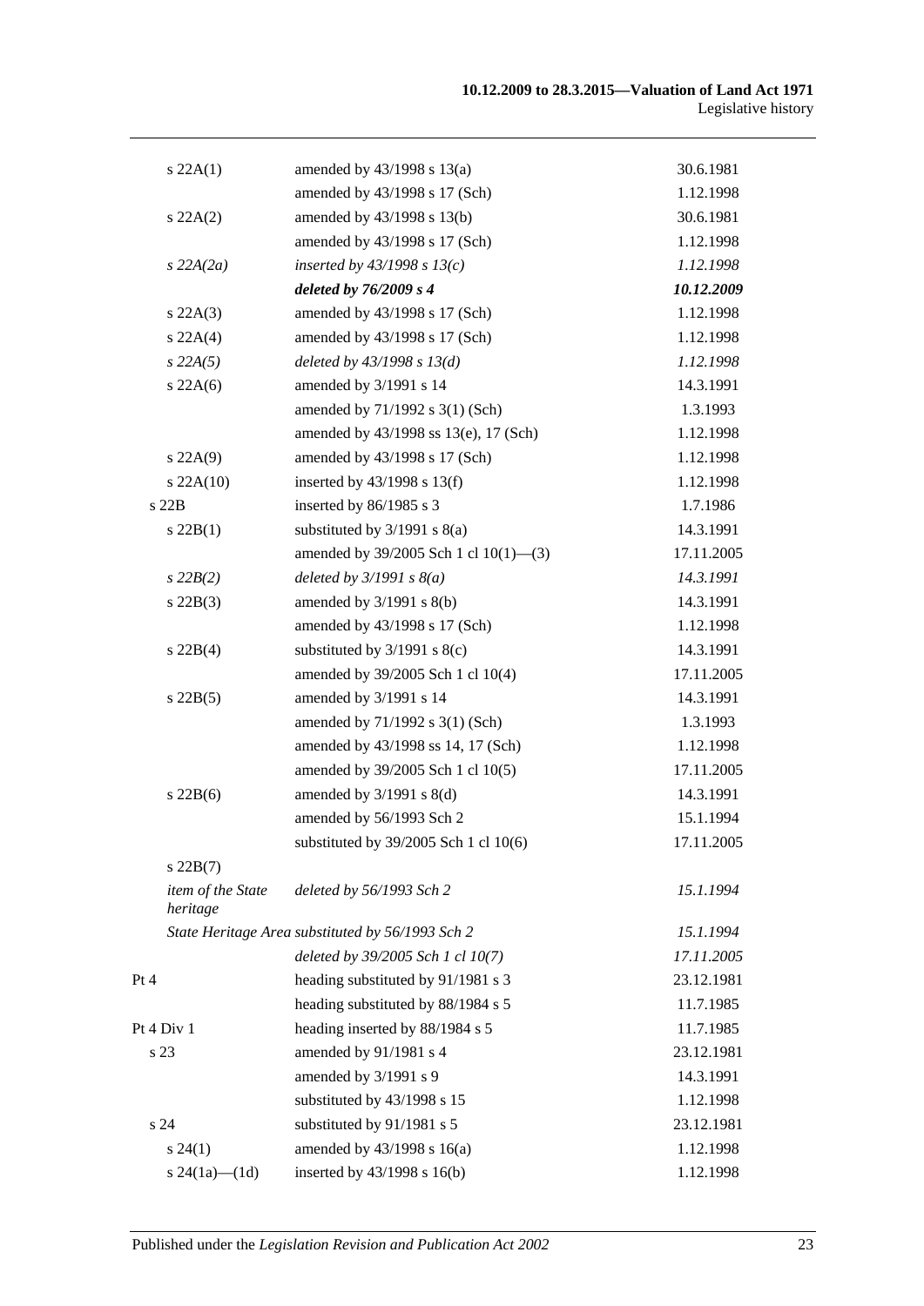| | | |
|---|---|---|
| s 22A(1) | amended by 43/1998 s 13(a) | 30.6.1981 |
| | amended by 43/1998 s 17 (Sch) | 1.12.1998 |
| s 22A(2) | amended by 43/1998 s 13(b) | 30.6.1981 |
| | amended by 43/1998 s 17 (Sch) | 1.12.1998 |
| *s 22A(2a)* | *inserted by 43/1998 s 13(c)* | *1.12.1998* |
| | ***deleted by 76/2009 s 4*** | ***10.12.2009*** |
| s 22A(3) | amended by 43/1998 s 17 (Sch) | 1.12.1998 |
| s 22A(4) | amended by 43/1998 s 17 (Sch) | 1.12.1998 |
| *s 22A(5)* | *deleted by 43/1998 s 13(d)* | *1.12.1998* |
| s 22A(6) | amended by 3/1991 s 14 | 14.3.1991 |
| | amended by 71/1992 s 3(1) (Sch) | 1.3.1993 |
| | amended by 43/1998 ss 13(e), 17 (Sch) | 1.12.1998 |
| s 22A(9) | amended by 43/1998 s 17 (Sch) | 1.12.1998 |
| s 22A(10) | inserted by 43/1998 s 13(f) | 1.12.1998 |
| s 22B | inserted by 86/1985 s 3 | 1.7.1986 |
| s 22B(1) | substituted by 3/1991 s 8(a) | 14.3.1991 |
| | amended by 39/2005 Sch 1 cl 10(1)—(3) | 17.11.2005 |
| *s 22B(2)* | *deleted by 3/1991 s 8(a)* | *14.3.1991* |
| s 22B(3) | amended by 3/1991 s 8(b) | 14.3.1991 |
| | amended by 43/1998 s 17 (Sch) | 1.12.1998 |
| s 22B(4) | substituted by 3/1991 s 8(c) | 14.3.1991 |
| | amended by 39/2005 Sch 1 cl 10(4) | 17.11.2005 |
| s 22B(5) | amended by 3/1991 s 14 | 14.3.1991 |
| | amended by 71/1992 s 3(1) (Sch) | 1.3.1993 |
| | amended by 43/1998 ss 14, 17 (Sch) | 1.12.1998 |
| | amended by 39/2005 Sch 1 cl 10(5) | 17.11.2005 |
| s 22B(6) | amended by 3/1991 s 8(d) | 14.3.1991 |
| | amended by 56/1993 Sch 2 | 15.1.1994 |
| | substituted by 39/2005 Sch 1 cl 10(6) | 17.11.2005 |
| s 22B(7) | | |
| *item of the State heritage* | *deleted by 56/1993 Sch 2* | *15.1.1994* |
| *State Heritage Area substituted by 56/1993 Sch 2* | | *15.1.1994* |
| | *deleted by 39/2005 Sch 1 cl 10(7)* | *17.11.2005* |
| Pt 4 | heading substituted by 91/1981 s 3 | 23.12.1981 |
| | heading substituted by 88/1984 s 5 | 11.7.1985 |
| Pt 4 Div 1 | heading inserted by 88/1984 s 5 | 11.7.1985 |
| s 23 | amended by 91/1981 s 4 | 23.12.1981 |
| | amended by 3/1991 s 9 | 14.3.1991 |
| | substituted by 43/1998 s 15 | 1.12.1998 |
| s 24 | substituted by 91/1981 s 5 | 23.12.1981 |
| s 24(1) | amended by 43/1998 s 16(a) | 1.12.1998 |
| s 24(1a)—(1d) | inserted by 43/1998 s 16(b) | 1.12.1998 |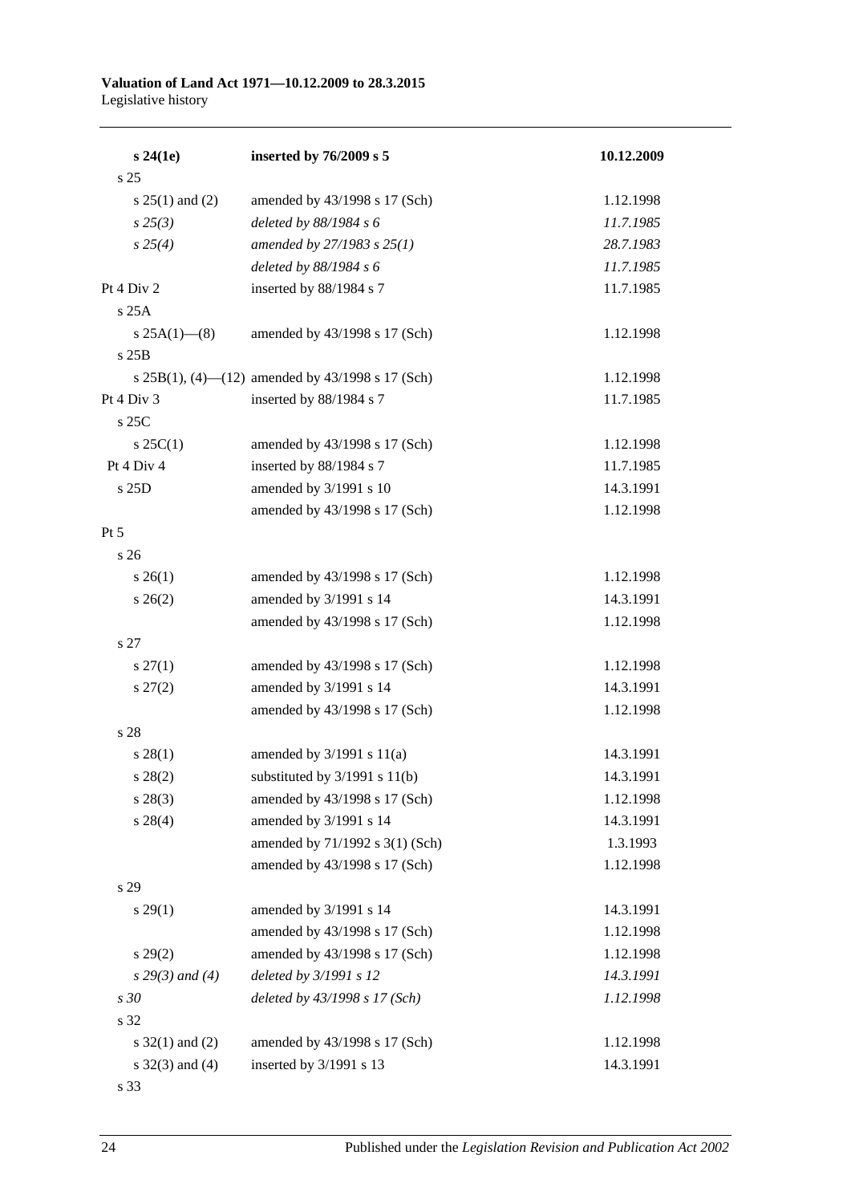| | | |
|---|---|---|
| **s 24(1e)** | **inserted by 76/2009 s 5** | **10.12.2009** |
| s 25 | | |
| s 25(1) and (2) | amended by 43/1998 s 17 (Sch) | 1.12.1998 |
| *s 25(3)* | *deleted by 88/1984 s 6* | *11.7.1985* |
| *s 25(4)* | *amended by 27/1983 s 25(1)* | *28.7.1983* |
| | *deleted by 88/1984 s 6* | *11.7.1985* |
| Pt 4 Div 2 | inserted by 88/1984 s 7 | 11.7.1985 |
| s 25A | | |
| s 25A(1)—(8) | amended by 43/1998 s 17 (Sch) | 1.12.1998 |
| s 25B | | |
| s 25B(1), (4)—(12) | amended by 43/1998 s 17 (Sch) | 1.12.1998 |
| Pt 4 Div 3 | inserted by 88/1984 s 7 | 11.7.1985 |
| s 25C | | |
| s 25C(1) | amended by 43/1998 s 17 (Sch) | 1.12.1998 |
| Pt 4 Div 4 | inserted by 88/1984 s 7 | 11.7.1985 |
| s 25D | amended by 3/1991 s 10 | 14.3.1991 |
| | amended by 43/1998 s 17 (Sch) | 1.12.1998 |
| Pt 5 | | |
| s 26 | | |
| s 26(1) | amended by 43/1998 s 17 (Sch) | 1.12.1998 |
| s 26(2) | amended by 3/1991 s 14 | 14.3.1991 |
| | amended by 43/1998 s 17 (Sch) | 1.12.1998 |
| s 27 | | |
| s 27(1) | amended by 43/1998 s 17 (Sch) | 1.12.1998 |
| s 27(2) | amended by 3/1991 s 14 | 14.3.1991 |
| | amended by 43/1998 s 17 (Sch) | 1.12.1998 |
| s 28 | | |
| s 28(1) | amended by 3/1991 s 11(a) | 14.3.1991 |
| s 28(2) | substituted by 3/1991 s 11(b) | 14.3.1991 |
| s 28(3) | amended by 43/1998 s 17 (Sch) | 1.12.1998 |
| s 28(4) | amended by 3/1991 s 14 | 14.3.1991 |
| | amended by 71/1992 s 3(1) (Sch) | 1.3.1993 |
| | amended by 43/1998 s 17 (Sch) | 1.12.1998 |
| s 29 | | |
| s 29(1) | amended by 3/1991 s 14 | 14.3.1991 |
| | amended by 43/1998 s 17 (Sch) | 1.12.1998 |
| s 29(2) | amended by 43/1998 s 17 (Sch) | 1.12.1998 |
| *s 29(3) and (4)* | *deleted by 3/1991 s 12* | *14.3.1991* |
| *s 30* | *deleted by 43/1998 s 17 (Sch)* | *1.12.1998* |
| s 32 | | |
| s 32(1) and (2) | amended by 43/1998 s 17 (Sch) | 1.12.1998 |
| s 32(3) and (4) | inserted by 3/1991 s 13 | 14.3.1991 |
| s 33 | | |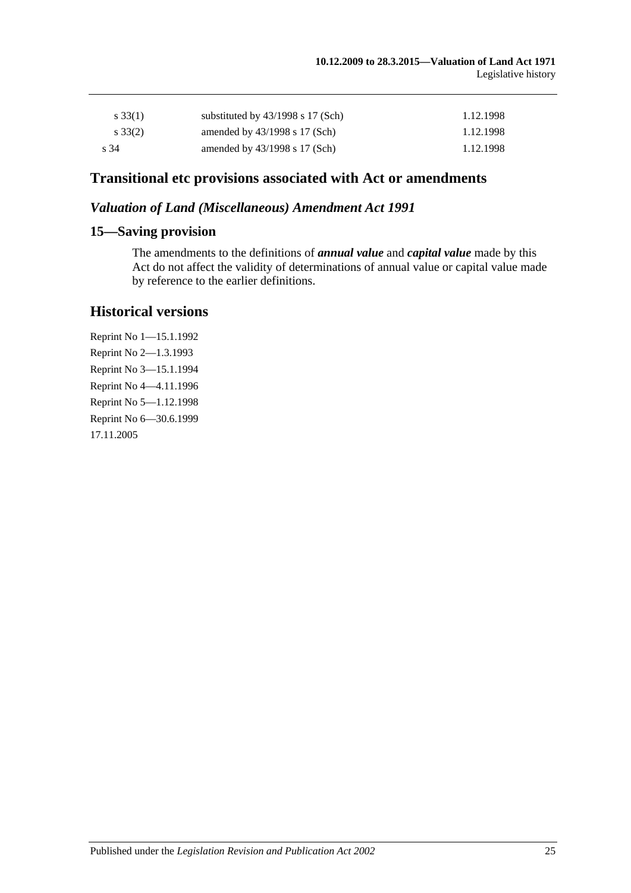| | | |
|---|---|---|
| s 33(1) | substituted by 43/1998 s 17 (Sch) | 1.12.1998 |
| s 33(2) | amended by 43/1998 s 17 (Sch) | 1.12.1998 |
| s 34 | amended by 43/1998 s 17 (Sch) | 1.12.1998 |

## Transitional etc provisions associated with Act or amendments

### *Valuation of Land (Miscellaneous) Amendment Act 1991*

### 15—Saving provision

The amendments to the definitions of ***annual value*** and ***capital value*** made by this Act do not affect the validity of determinations of annual value or capital value made by reference to the earlier definitions.

## Historical versions

Reprint No 1—15.1.1992

Reprint No 2—1.3.1993

Reprint No 3—15.1.1994

Reprint No 4—4.11.1996

Reprint No 5—1.12.1998

Reprint No 6—30.6.1999

17.11.2005